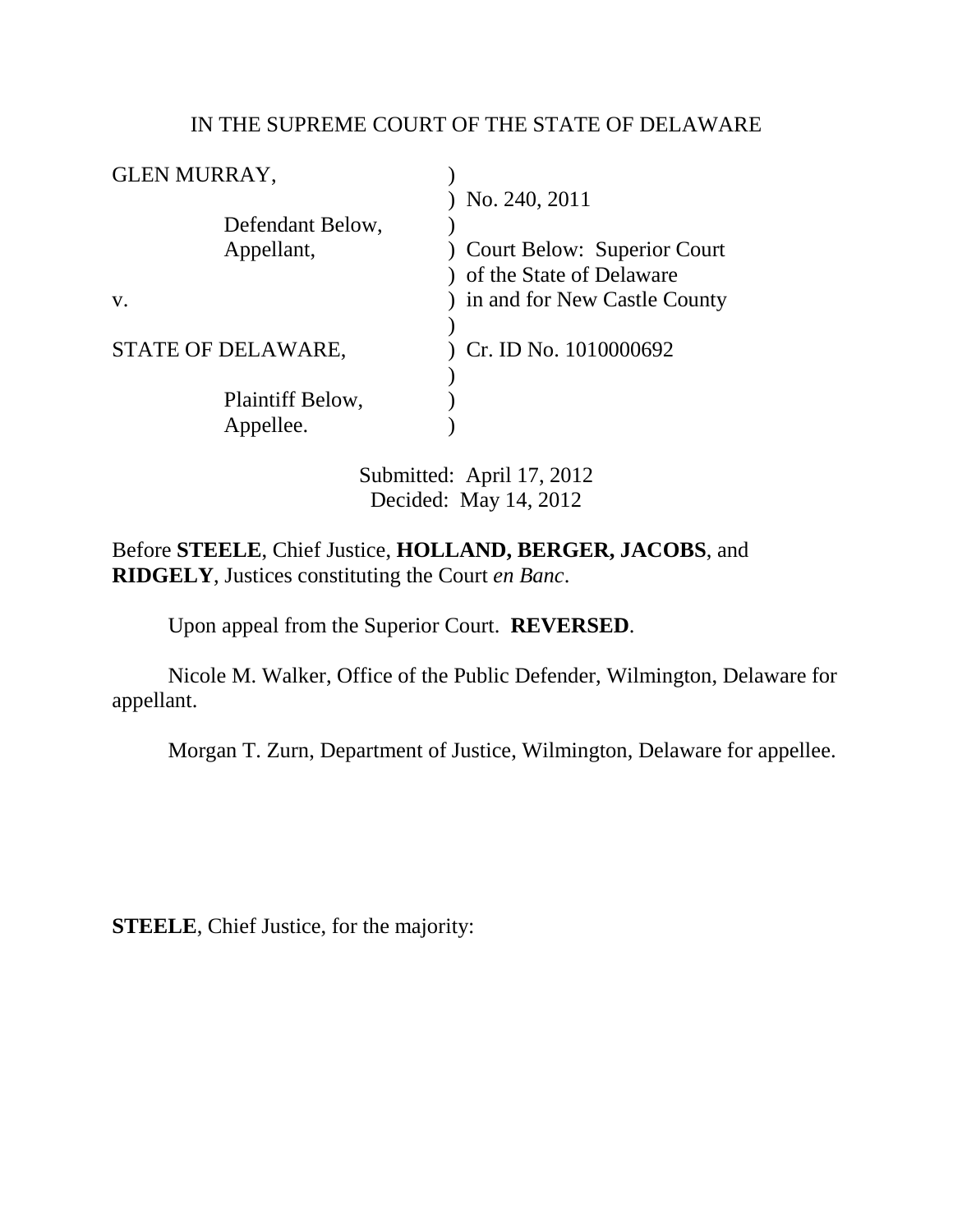IN THE SUPREME COURT OF THE STATE OF DELAWARE

| | |
|---|---|
| GLEN MURRAY, | ) |
| | ) No. 240, 2011 |
| Defendant Below, | ) |
| Appellant, | ) Court Below: Superior Court |
| | ) of the State of Delaware |
| v. | ) in and for New Castle County |
| | ) |
| STATE OF DELAWARE, | ) Cr. ID No. 1010000692 |
| | ) |
| Plaintiff Below, | ) |
| Appellee. | ) |

Submitted: April 17, 2012
Decided: May 14, 2012

Before **STEELE**, Chief Justice, **HOLLAND, BERGER, JACOBS**, and **RIDGELY**, Justices constituting the Court *en Banc*.

Upon appeal from the Superior Court. **REVERSED**.

Nicole M. Walker, Office of the Public Defender, Wilmington, Delaware for appellant.

Morgan T. Zurn, Department of Justice, Wilmington, Delaware for appellee.

**STEELE**, Chief Justice, for the majority: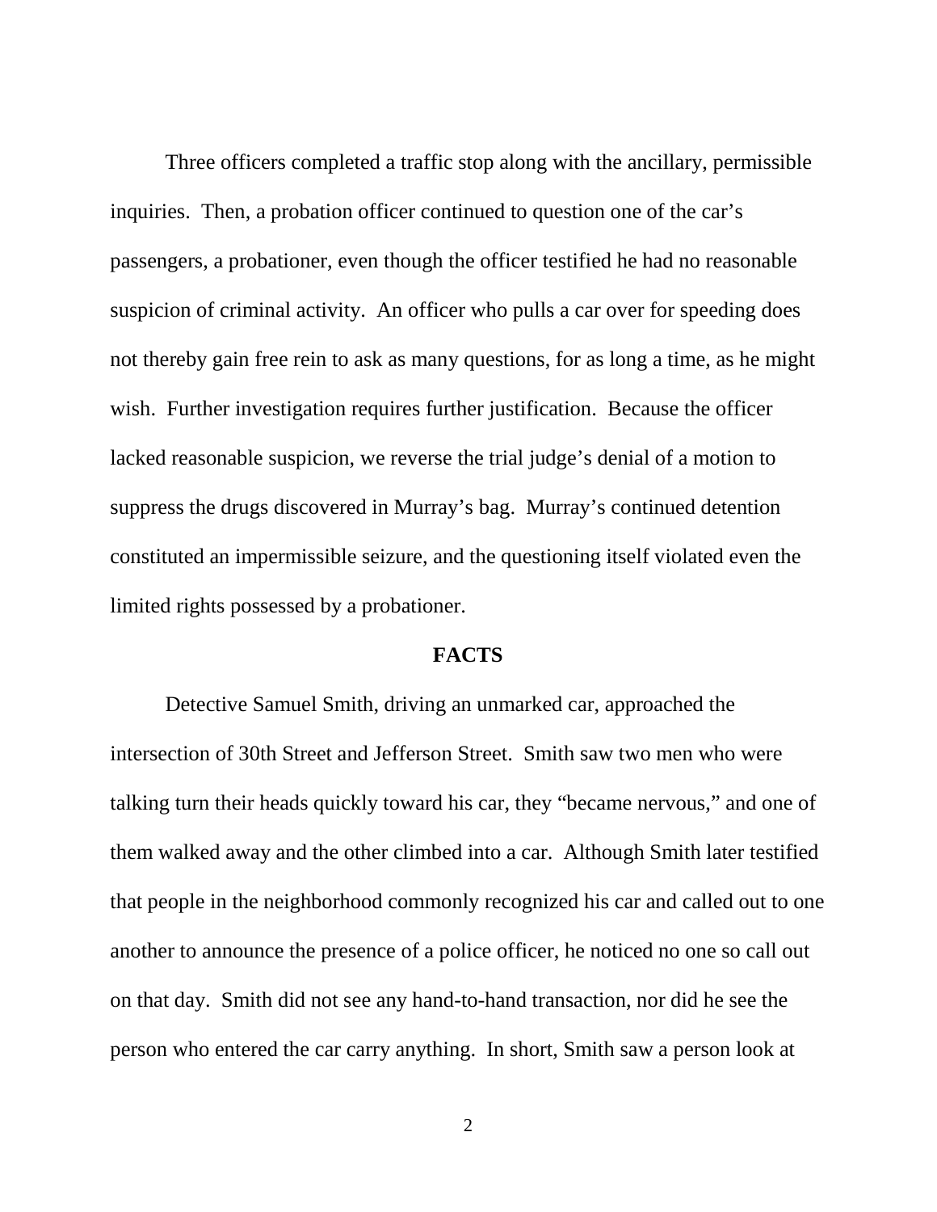Three officers completed a traffic stop along with the ancillary, permissible inquiries. Then, a probation officer continued to question one of the car's passengers, a probationer, even though the officer testified he had no reasonable suspicion of criminal activity. An officer who pulls a car over for speeding does not thereby gain free rein to ask as many questions, for as long a time, as he might wish. Further investigation requires further justification. Because the officer lacked reasonable suspicion, we reverse the trial judge's denial of a motion to suppress the drugs discovered in Murray's bag. Murray's continued detention constituted an impermissible seizure, and the questioning itself violated even the limited rights possessed by a probationer.

## FACTS

Detective Samuel Smith, driving an unmarked car, approached the intersection of 30th Street and Jefferson Street. Smith saw two men who were talking turn their heads quickly toward his car, they "became nervous," and one of them walked away and the other climbed into a car. Although Smith later testified that people in the neighborhood commonly recognized his car and called out to one another to announce the presence of a police officer, he noticed no one so call out on that day. Smith did not see any hand-to-hand transaction, nor did he see the person who entered the car carry anything. In short, Smith saw a person look at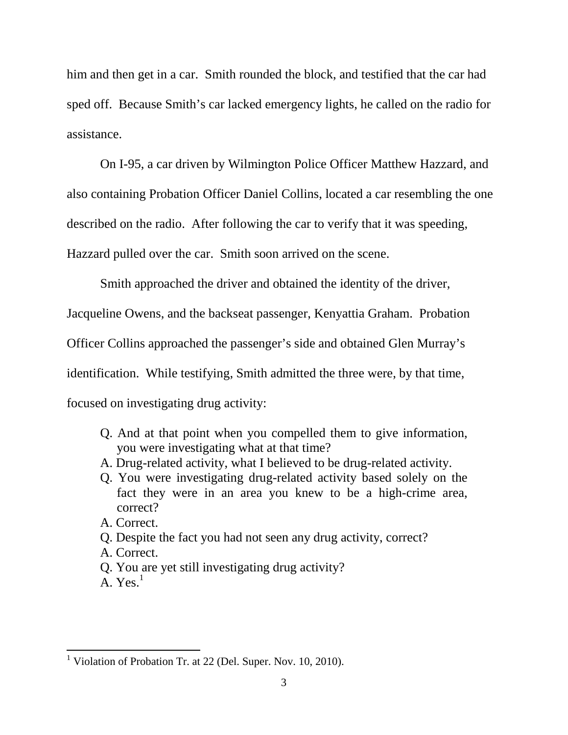him and then get in a car. Smith rounded the block, and testified that the car had sped off. Because Smith's car lacked emergency lights, he called on the radio for assistance.

On I-95, a car driven by Wilmington Police Officer Matthew Hazzard, and also containing Probation Officer Daniel Collins, located a car resembling the one described on the radio. After following the car to verify that it was speeding, Hazzard pulled over the car. Smith soon arrived on the scene.

Smith approached the driver and obtained the identity of the driver, Jacqueline Owens, and the backseat passenger, Kenyattia Graham. Probation Officer Collins approached the passenger's side and obtained Glen Murray's identification. While testifying, Smith admitted the three were, by that time, focused on investigating drug activity:

> Q. And at that point when you compelled them to give information, you were investigating what at that time?
> A. Drug-related activity, what I believed to be drug-related activity.
> Q. You were investigating drug-related activity based solely on the fact they were in an area you knew to be a high-crime area, correct?
> A. Correct.
> Q. Despite the fact you had not seen any drug activity, correct?
> A. Correct.
> Q. You are yet still investigating drug activity?
> A. Yes.[1]

---

[1] Violation of Probation Tr. at 22 (Del. Super. Nov. 10, 2010).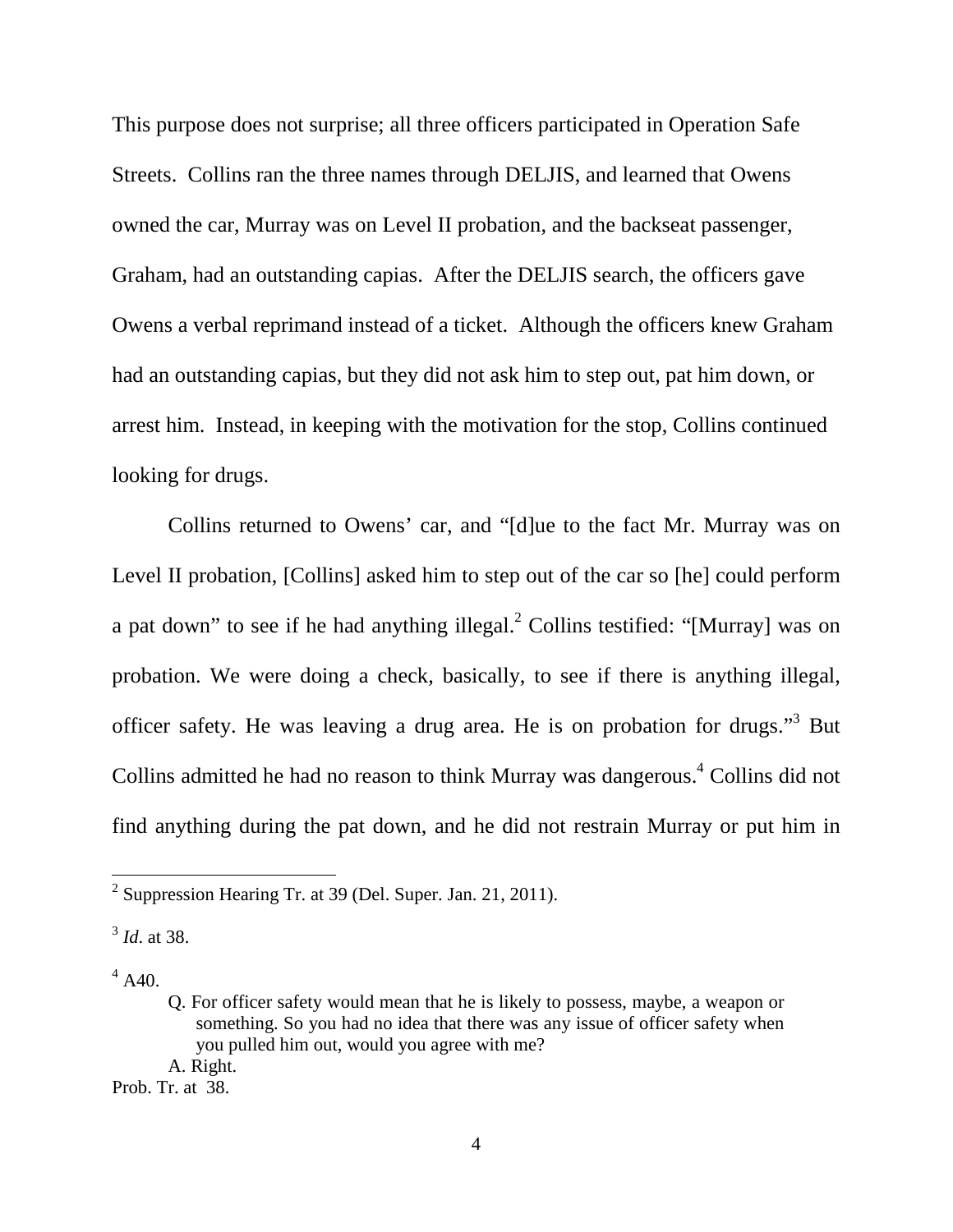This purpose does not surprise; all three officers participated in Operation Safe Streets. Collins ran the three names through DELJIS, and learned that Owens owned the car, Murray was on Level II probation, and the backseat passenger, Graham, had an outstanding capias. After the DELJIS search, the officers gave Owens a verbal reprimand instead of a ticket. Although the officers knew Graham had an outstanding capias, but they did not ask him to step out, pat him down, or arrest him. Instead, in keeping with the motivation for the stop, Collins continued looking for drugs.

Collins returned to Owens' car, and "[d]ue to the fact Mr. Murray was on Level II probation, [Collins] asked him to step out of the car so [he] could perform a pat down" to see if he had anything illegal.[2] Collins testified: "[Murray] was on probation. We were doing a check, basically, to see if there is anything illegal, officer safety. He was leaving a drug area. He is on probation for drugs."[3] But Collins admitted he had no reason to think Murray was dangerous.[4] Collins did not find anything during the pat down, and he did not restrain Murray or put him in

---

[2] Suppression Hearing Tr. at 39 (Del. Super. Jan. 21, 2011).

[3] *Id*. at 38.

[4] A40.

> Q. For officer safety would mean that he is likely to possess, maybe, a weapon or something. So you had no idea that there was any issue of officer safety when you pulled him out, would you agree with me?
>
> A. Right.

Prob. Tr. at 38.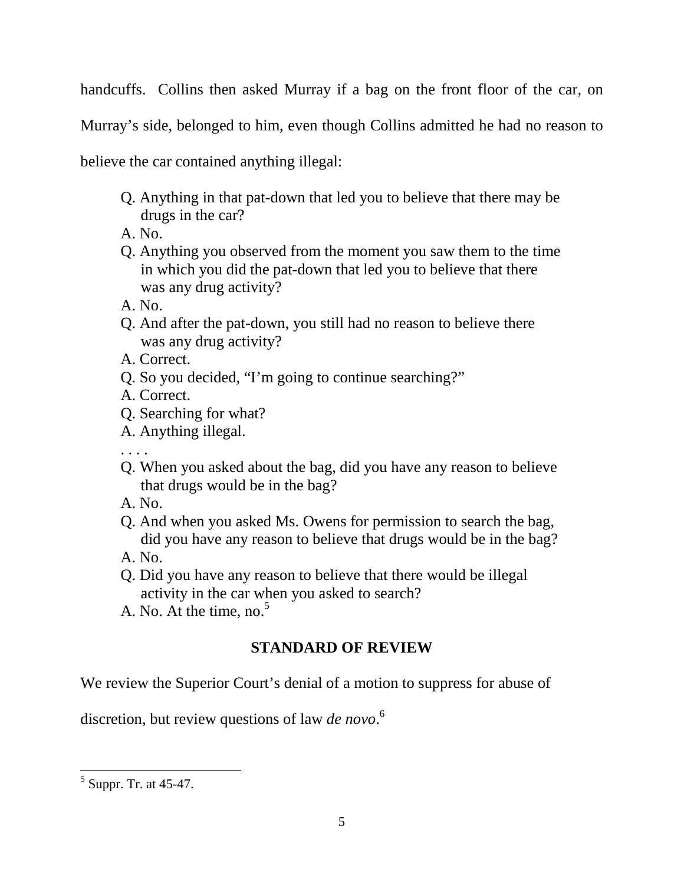handcuffs. Collins then asked Murray if a bag on the front floor of the car, on Murray's side, belonged to him, even though Collins admitted he had no reason to believe the car contained anything illegal:

> Q. Anything in that pat-down that led you to believe that there may be drugs in the car?
> A. No.
> Q. Anything you observed from the moment you saw them to the time in which you did the pat-down that led you to believe that there was any drug activity?
> A. No.
> Q. And after the pat-down, you still had no reason to believe there was any drug activity?
> A. Correct.
> Q. So you decided, "I'm going to continue searching?"
> A. Correct.
> Q. Searching for what?
> A. Anything illegal.
> . . . .
> Q. When you asked about the bag, did you have any reason to believe that drugs would be in the bag?
> A. No.
> Q. And when you asked Ms. Owens for permission to search the bag, did you have any reason to believe that drugs would be in the bag?
> A. No.
> Q. Did you have any reason to believe that there would be illegal activity in the car when you asked to search?
> A. No. At the time, no.[5]

## STANDARD OF REVIEW

We review the Superior Court's denial of a motion to suppress for abuse of discretion, but review questions of law *de novo*.[6]

---

[5] Suppr. Tr. at 45-47.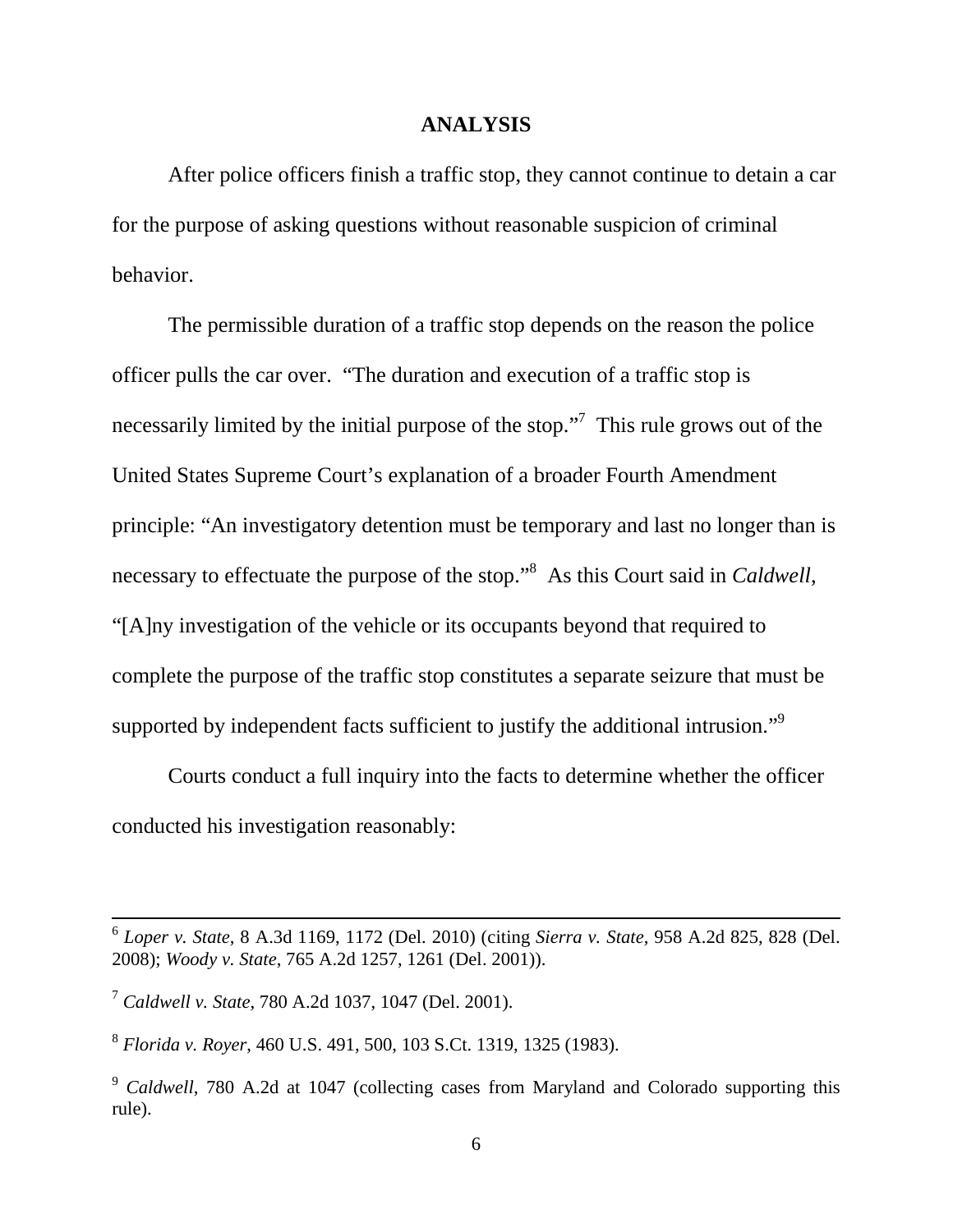## ANALYSIS

After police officers finish a traffic stop, they cannot continue to detain a car for the purpose of asking questions without reasonable suspicion of criminal behavior.

The permissible duration of a traffic stop depends on the reason the police officer pulls the car over. "The duration and execution of a traffic stop is necessarily limited by the initial purpose of the stop."[7] This rule grows out of the United States Supreme Court's explanation of a broader Fourth Amendment principle: "An investigatory detention must be temporary and last no longer than is necessary to effectuate the purpose of the stop."[8] As this Court said in *Caldwell*, "[A]ny investigation of the vehicle or its occupants beyond that required to complete the purpose of the traffic stop constitutes a separate seizure that must be supported by independent facts sufficient to justify the additional intrusion."[9]

Courts conduct a full inquiry into the facts to determine whether the officer conducted his investigation reasonably:

---

[6] *Loper v. State*, 8 A.3d 1169, 1172 (Del. 2010) (citing *Sierra v. State*, 958 A.2d 825, 828 (Del. 2008); *Woody v. State*, 765 A.2d 1257, 1261 (Del. 2001)).

[7] *Caldwell v. State*, 780 A.2d 1037, 1047 (Del. 2001).

[8] *Florida v. Royer*, 460 U.S. 491, 500, 103 S.Ct. 1319, 1325 (1983).

[9] *Caldwell*, 780 A.2d at 1047 (collecting cases from Maryland and Colorado supporting this rule).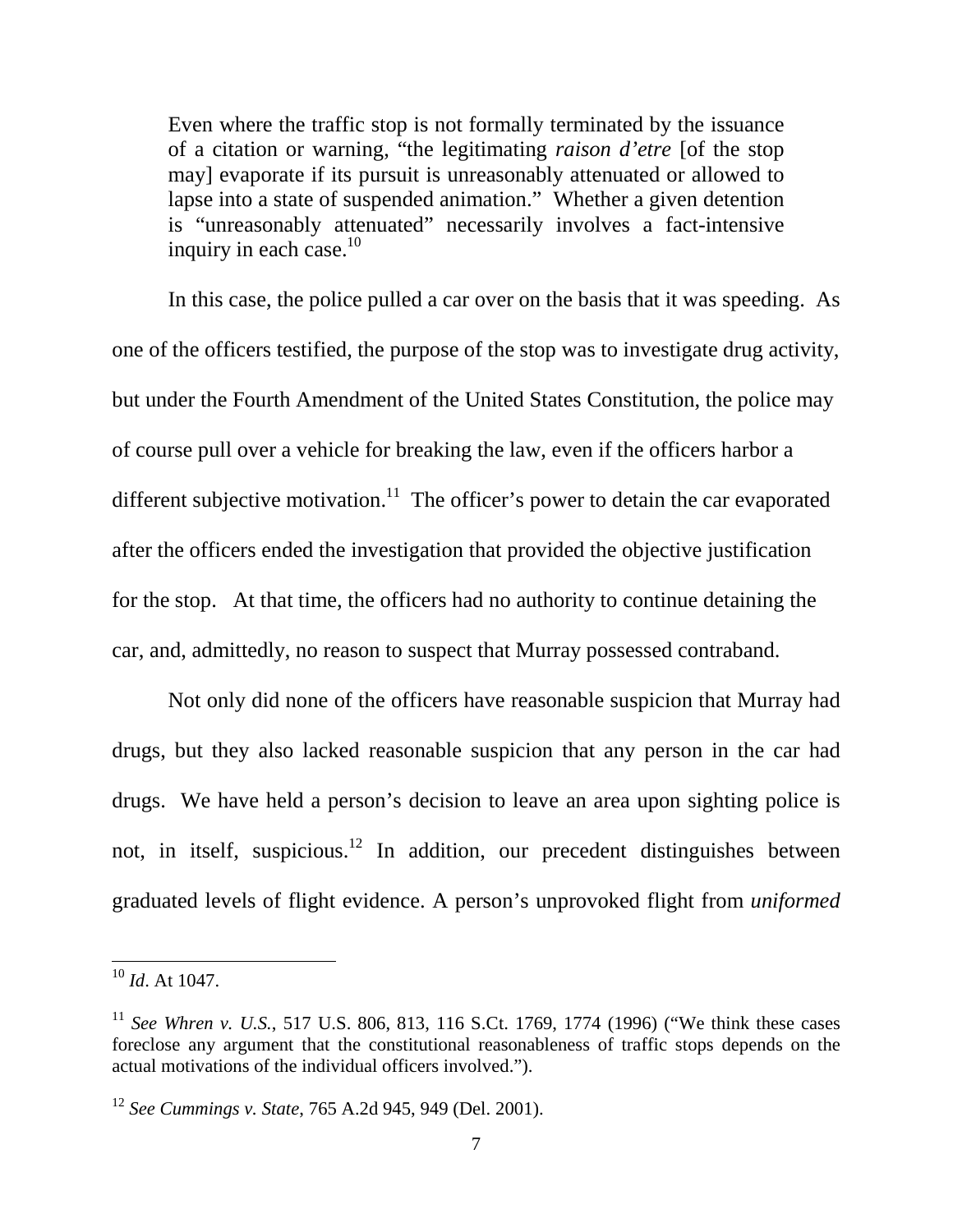> Even where the traffic stop is not formally terminated by the issuance of a citation or warning, "the legitimating *raison d'etre* [of the stop may] evaporate if its pursuit is unreasonably attenuated or allowed to lapse into a state of suspended animation." Whether a given detention is "unreasonably attenuated" necessarily involves a fact-intensive inquiry in each case.[10]

In this case, the police pulled a car over on the basis that it was speeding. As one of the officers testified, the purpose of the stop was to investigate drug activity, but under the Fourth Amendment of the United States Constitution, the police may of course pull over a vehicle for breaking the law, even if the officers harbor a different subjective motivation.[11] The officer's power to detain the car evaporated after the officers ended the investigation that provided the objective justification for the stop. At that time, the officers had no authority to continue detaining the car, and, admittedly, no reason to suspect that Murray possessed contraband.

Not only did none of the officers have reasonable suspicion that Murray had drugs, but they also lacked reasonable suspicion that any person in the car had drugs. We have held a person's decision to leave an area upon sighting police is not, in itself, suspicious.[12] In addition, our precedent distinguishes between graduated levels of flight evidence. A person's unprovoked flight from *uniformed*

---

[10] *Id*. At 1047.

[11] *See Whren v. U.S.*, 517 U.S. 806, 813, 116 S.Ct. 1769, 1774 (1996) ("We think these cases foreclose any argument that the constitutional reasonableness of traffic stops depends on the actual motivations of the individual officers involved.").

[12] *See Cummings v. State*, 765 A.2d 945, 949 (Del. 2001).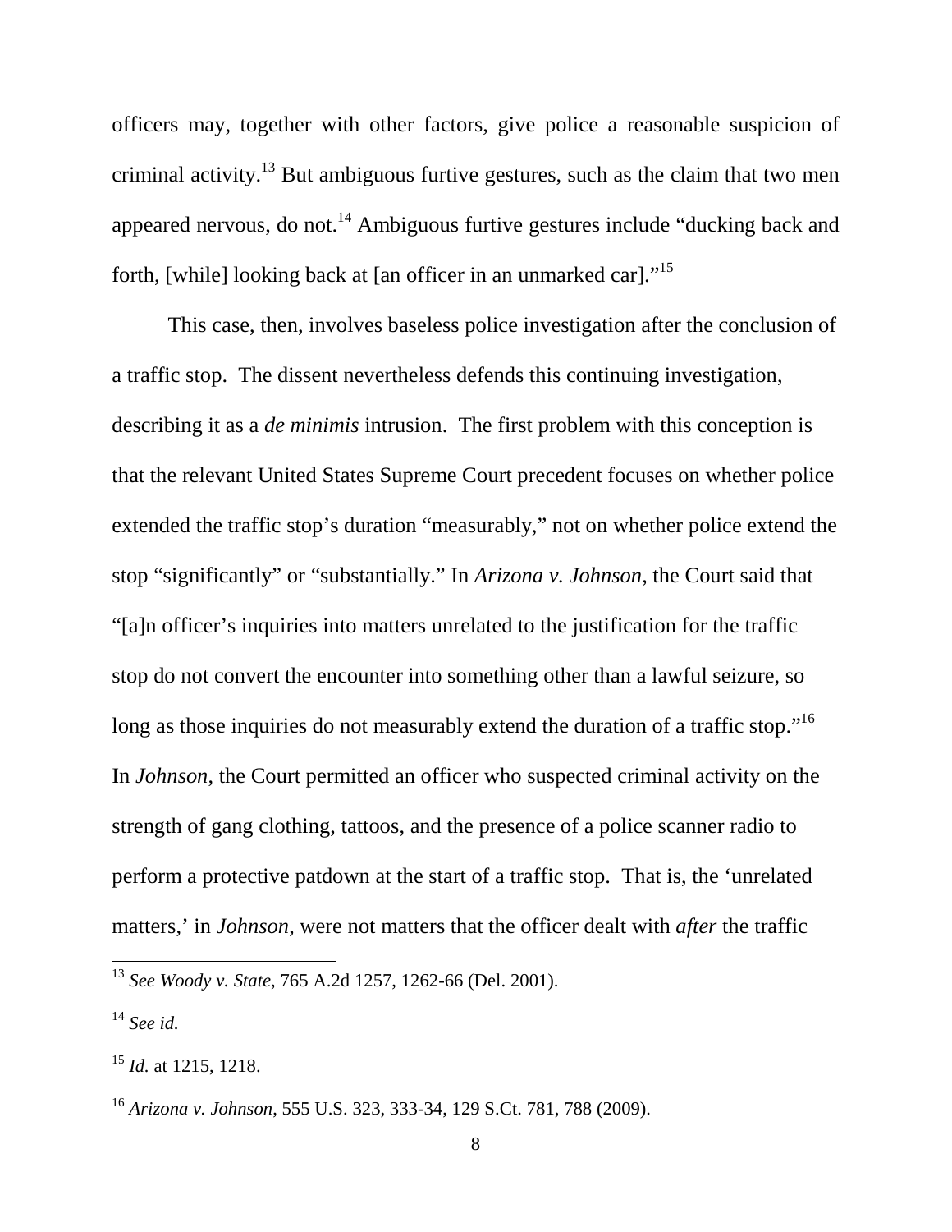officers may, together with other factors, give police a reasonable suspicion of criminal activity.[13] But ambiguous furtive gestures, such as the claim that two men appeared nervous, do not.[14] Ambiguous furtive gestures include "ducking back and forth, [while] looking back at [an officer in an unmarked car]."[15]

This case, then, involves baseless police investigation after the conclusion of a traffic stop. The dissent nevertheless defends this continuing investigation, describing it as a *de minimis* intrusion. The first problem with this conception is that the relevant United States Supreme Court precedent focuses on whether police extended the traffic stop's duration "measurably," not on whether police extend the stop "significantly" or "substantially." In *Arizona v. Johnson*, the Court said that "[a]n officer's inquiries into matters unrelated to the justification for the traffic stop do not convert the encounter into something other than a lawful seizure, so long as those inquiries do not measurably extend the duration of a traffic stop."[16] In *Johnson*, the Court permitted an officer who suspected criminal activity on the strength of gang clothing, tattoos, and the presence of a police scanner radio to perform a protective patdown at the start of a traffic stop. That is, the 'unrelated matters,' in *Johnson*, were not matters that the officer dealt with *after* the traffic

---

[13] *See Woody v. State*, 765 A.2d 1257, 1262-66 (Del. 2001).

[14] *See id.*

[15] *Id.* at 1215, 1218.

[16] *Arizona v. Johnson*, 555 U.S. 323, 333-34, 129 S.Ct. 781, 788 (2009).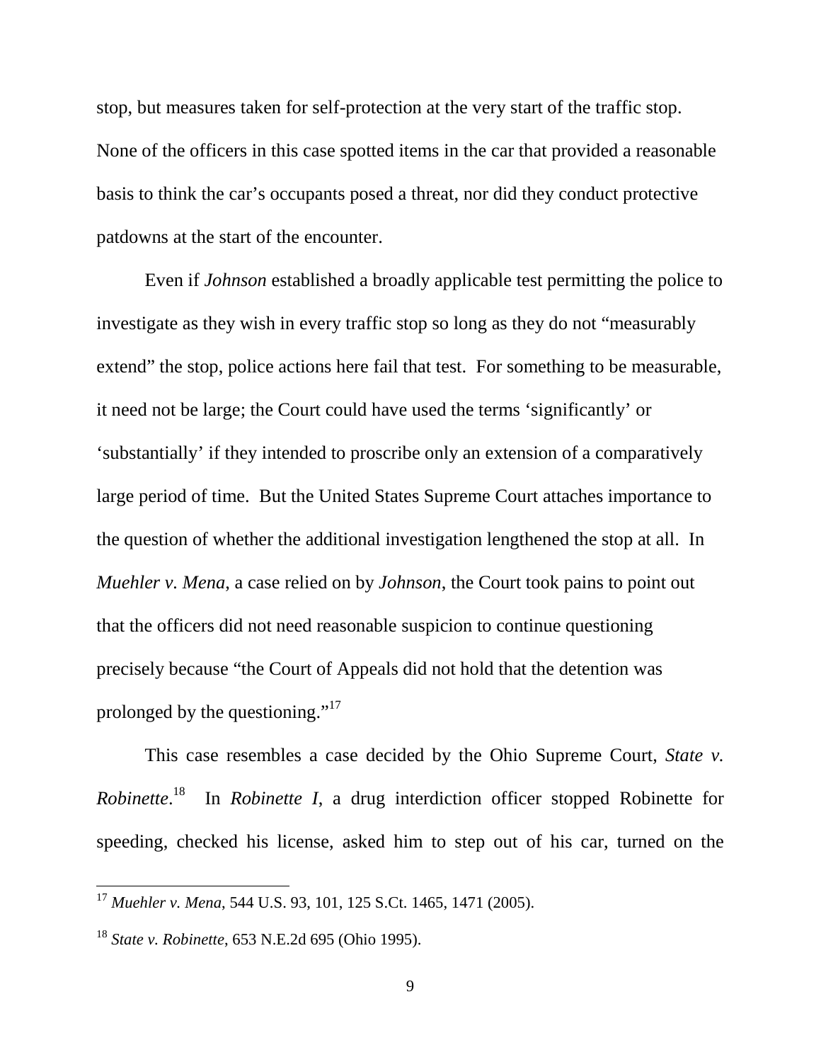stop, but measures taken for self-protection at the very start of the traffic stop. None of the officers in this case spotted items in the car that provided a reasonable basis to think the car's occupants posed a threat, nor did they conduct protective patdowns at the start of the encounter.

Even if *Johnson* established a broadly applicable test permitting the police to investigate as they wish in every traffic stop so long as they do not "measurably extend" the stop, police actions here fail that test. For something to be measurable, it need not be large; the Court could have used the terms 'significantly' or 'substantially' if they intended to proscribe only an extension of a comparatively large period of time. But the United States Supreme Court attaches importance to the question of whether the additional investigation lengthened the stop at all. In *Muehler v. Mena*, a case relied on by *Johnson*, the Court took pains to point out that the officers did not need reasonable suspicion to continue questioning precisely because "the Court of Appeals did not hold that the detention was prolonged by the questioning."[17]

This case resembles a case decided by the Ohio Supreme Court, *State v. Robinette*.[18] In *Robinette I*, a drug interdiction officer stopped Robinette for speeding, checked his license, asked him to step out of his car, turned on the

---

[17] *Muehler v. Mena*, 544 U.S. 93, 101, 125 S.Ct. 1465, 1471 (2005).

[18] *State v. Robinette*, 653 N.E.2d 695 (Ohio 1995).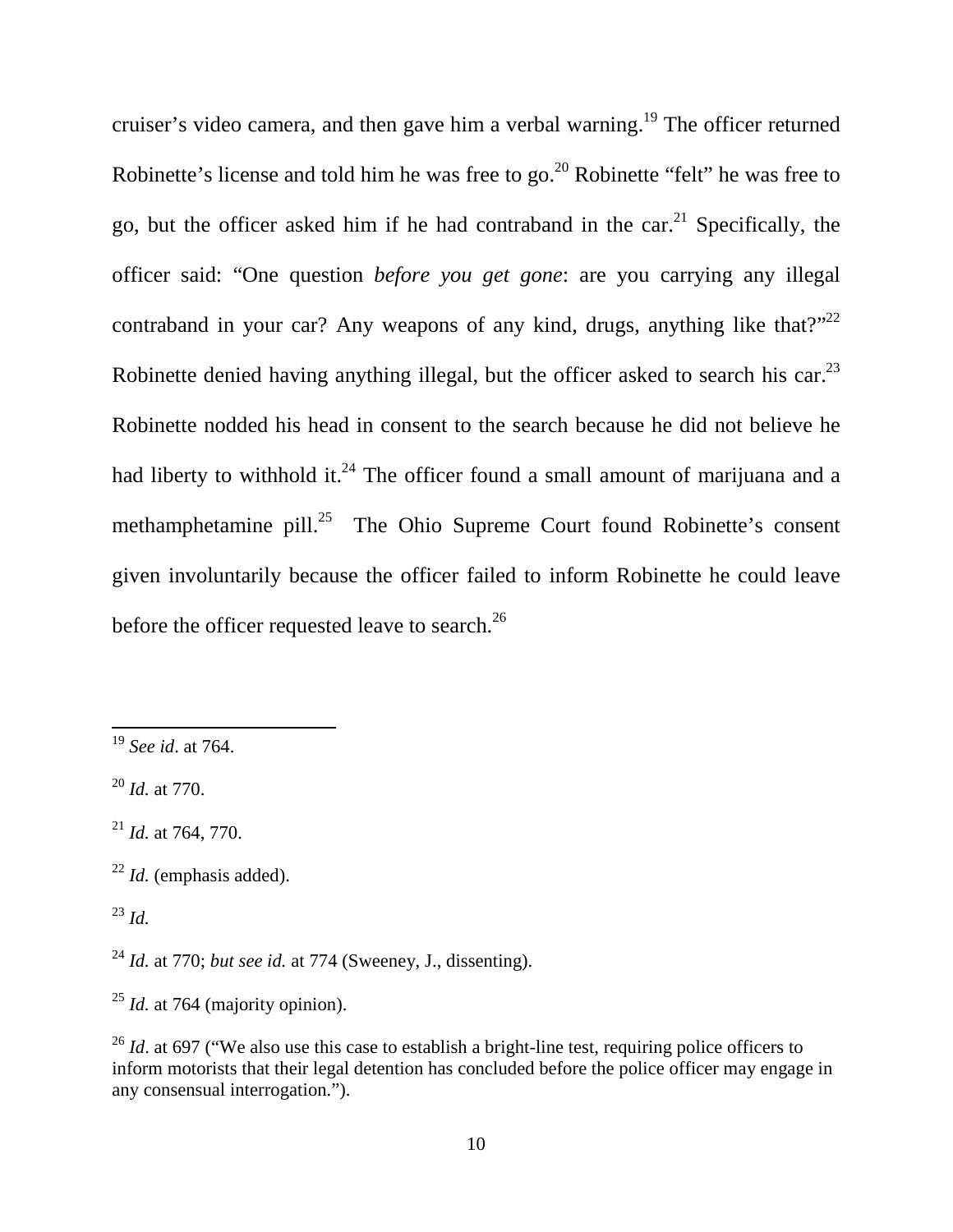cruiser's video camera, and then gave him a verbal warning.[19] The officer returned Robinette's license and told him he was free to go.[20] Robinette "felt" he was free to go, but the officer asked him if he had contraband in the car.[21] Specifically, the officer said: "One question *before you get gone*: are you carrying any illegal contraband in your car? Any weapons of any kind, drugs, anything like that?"[22] Robinette denied having anything illegal, but the officer asked to search his car.[23] Robinette nodded his head in consent to the search because he did not believe he had liberty to withhold it.[24] The officer found a small amount of marijuana and a methamphetamine pill.[25] The Ohio Supreme Court found Robinette's consent given involuntarily because the officer failed to inform Robinette he could leave before the officer requested leave to search.[26]

---

[19] *See id*. at 764.

[20] *Id.* at 770.

[21] *Id.* at 764, 770.

[22] *Id.* (emphasis added).

[23] *Id.*

[24] *Id.* at 770; *but see id.* at 774 (Sweeney, J., dissenting).

[25] *Id.* at 764 (majority opinion).

[26] *Id*. at 697 ("We also use this case to establish a bright-line test, requiring police officers to inform motorists that their legal detention has concluded before the police officer may engage in any consensual interrogation.").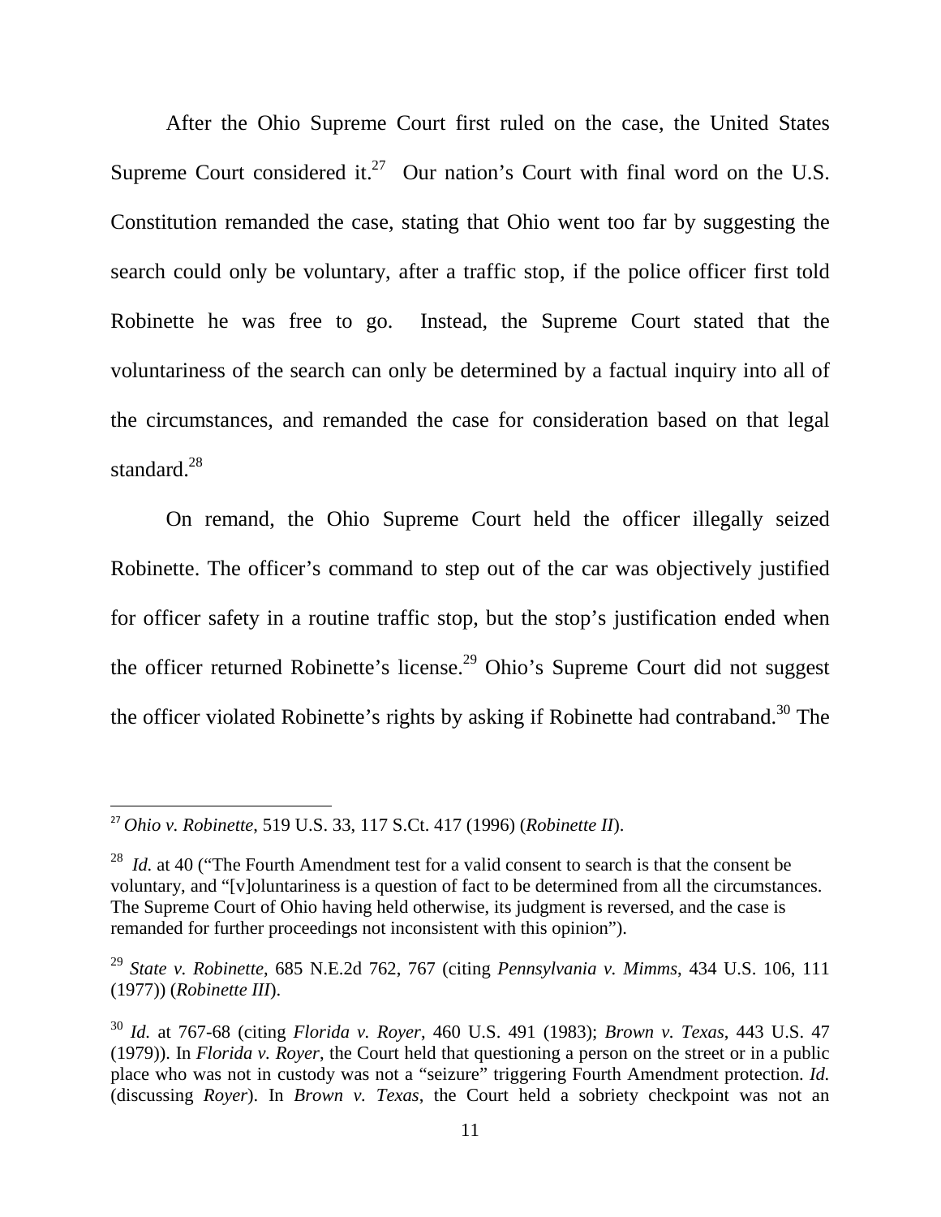After the Ohio Supreme Court first ruled on the case, the United States Supreme Court considered it.[27] Our nation's Court with final word on the U.S. Constitution remanded the case, stating that Ohio went too far by suggesting the search could only be voluntary, after a traffic stop, if the police officer first told Robinette he was free to go. Instead, the Supreme Court stated that the voluntariness of the search can only be determined by a factual inquiry into all of the circumstances, and remanded the case for consideration based on that legal standard.[28]

On remand, the Ohio Supreme Court held the officer illegally seized Robinette. The officer's command to step out of the car was objectively justified for officer safety in a routine traffic stop, but the stop's justification ended when the officer returned Robinette's license.[29] Ohio's Supreme Court did not suggest the officer violated Robinette's rights by asking if Robinette had contraband.[30] The

---

[27] *Ohio v. Robinette*, 519 U.S. 33, 117 S.Ct. 417 (1996) (*Robinette II*).

[28] *Id.* at 40 ("The Fourth Amendment test for a valid consent to search is that the consent be voluntary, and "[v]oluntariness is a question of fact to be determined from all the circumstances. The Supreme Court of Ohio having held otherwise, its judgment is reversed, and the case is remanded for further proceedings not inconsistent with this opinion").

[29] *State v. Robinette*, 685 N.E.2d 762, 767 (citing *Pennsylvania v. Mimms*, 434 U.S. 106, 111 (1977)) (*Robinette III*).

[30] *Id.* at 767-68 (citing *Florida v. Royer*, 460 U.S. 491 (1983); *Brown v. Texas*, 443 U.S. 47 (1979)). In *Florida v. Royer*, the Court held that questioning a person on the street or in a public place who was not in custody was not a "seizure" triggering Fourth Amendment protection. *Id.* (discussing *Royer*). In *Brown v. Texas*, the Court held a sobriety checkpoint was not an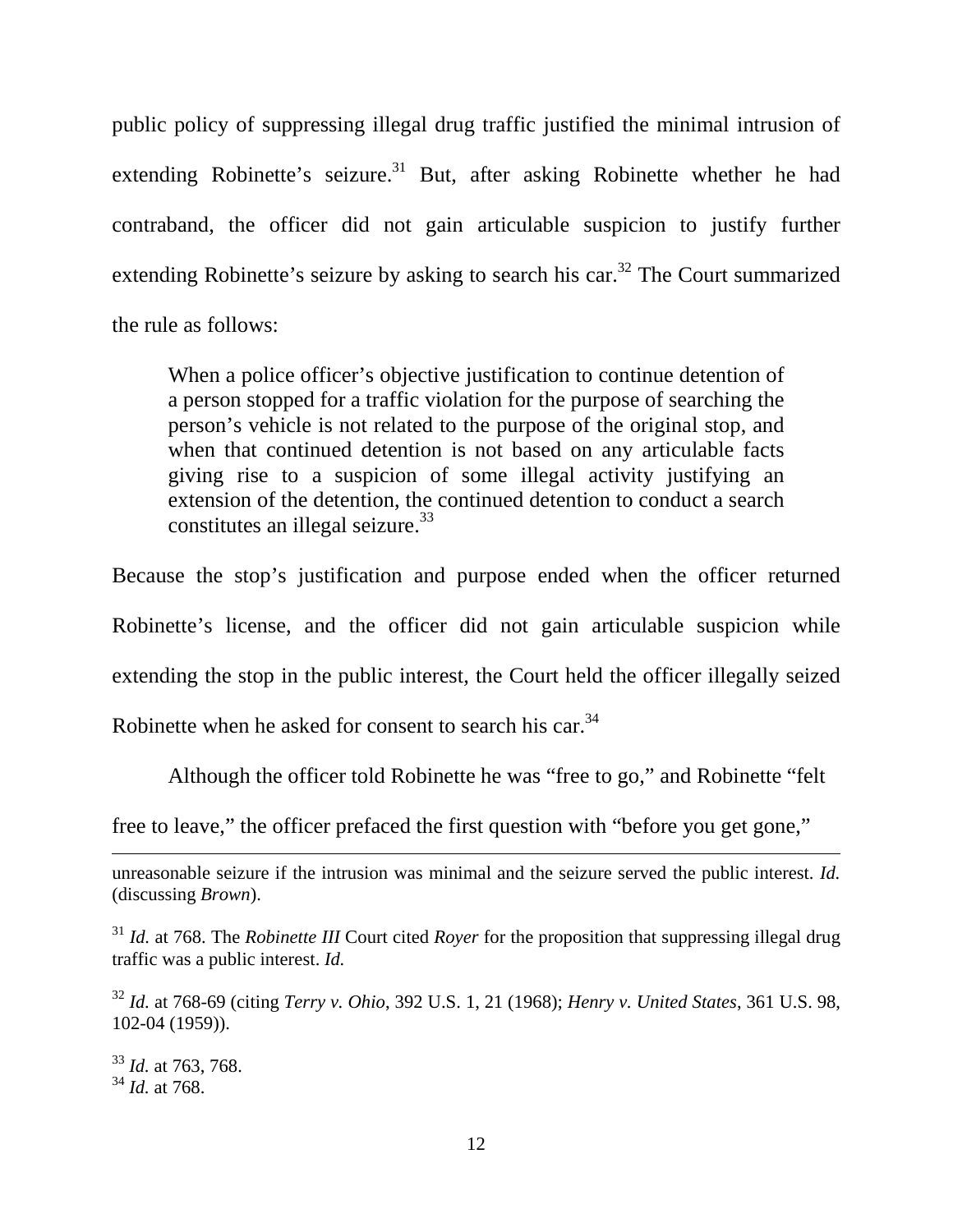public policy of suppressing illegal drug traffic justified the minimal intrusion of extending Robinette's seizure.[31] But, after asking Robinette whether he had contraband, the officer did not gain articulable suspicion to justify further extending Robinette's seizure by asking to search his car.[32] The Court summarized the rule as follows:

> When a police officer's objective justification to continue detention of a person stopped for a traffic violation for the purpose of searching the person's vehicle is not related to the purpose of the original stop, and when that continued detention is not based on any articulable facts giving rise to a suspicion of some illegal activity justifying an extension of the detention, the continued detention to conduct a search constitutes an illegal seizure.[33]

Because the stop's justification and purpose ended when the officer returned Robinette's license, and the officer did not gain articulable suspicion while extending the stop in the public interest, the Court held the officer illegally seized Robinette when he asked for consent to search his car.[34]

Although the officer told Robinette he was "free to go," and Robinette "felt free to leave," the officer prefaced the first question with "before you get gone,"

---

unreasonable seizure if the intrusion was minimal and the seizure served the public interest. *Id.* (discussing *Brown*).

[31] *Id.* at 768. The *Robinette III* Court cited *Royer* for the proposition that suppressing illegal drug traffic was a public interest. *Id.*

[32] *Id.* at 768-69 (citing *Terry v. Ohio*, 392 U.S. 1, 21 (1968); *Henry v. United States*, 361 U.S. 98, 102-04 (1959)).

[33] *Id.* at 763, 768.

[34] *Id.* at 768.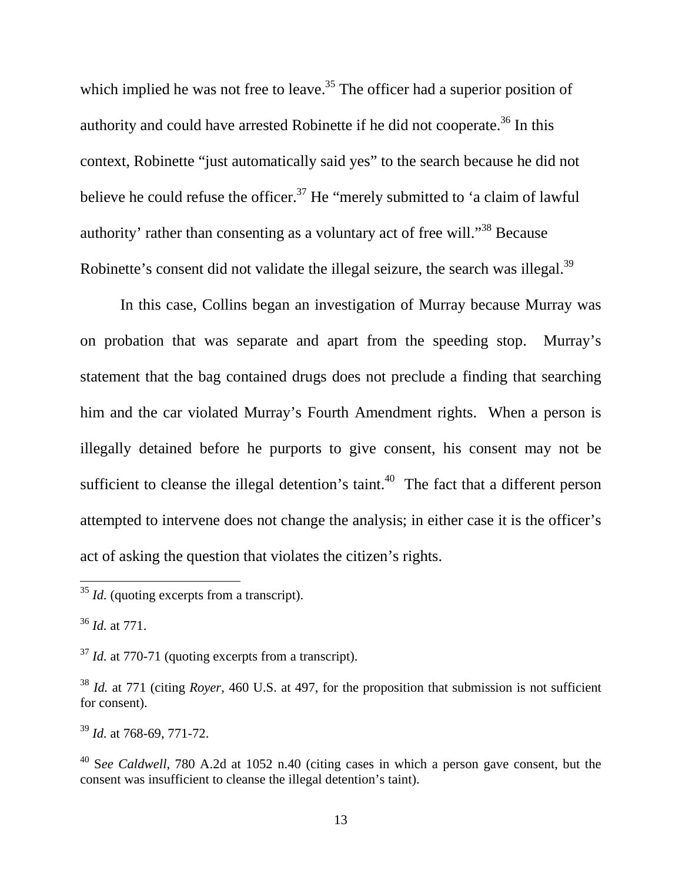which implied he was not free to leave.[35] The officer had a superior position of authority and could have arrested Robinette if he did not cooperate.[36] In this context, Robinette "just automatically said yes" to the search because he did not believe he could refuse the officer.[37] He "merely submitted to 'a claim of lawful authority' rather than consenting as a voluntary act of free will."[38] Because Robinette's consent did not validate the illegal seizure, the search was illegal.[39]

In this case, Collins began an investigation of Murray because Murray was on probation that was separate and apart from the speeding stop. Murray's statement that the bag contained drugs does not preclude a finding that searching him and the car violated Murray's Fourth Amendment rights. When a person is illegally detained before he purports to give consent, his consent may not be sufficient to cleanse the illegal detention's taint.[40] The fact that a different person attempted to intervene does not change the analysis; in either case it is the officer's act of asking the question that violates the citizen's rights.

---

[35] *Id.* (quoting excerpts from a transcript).

[36] *Id.* at 771.

[37] *Id.* at 770-71 (quoting excerpts from a transcript).

[38] *Id.* at 771 (citing *Royer*, 460 U.S. at 497, for the proposition that submission is not sufficient for consent).

[39] *Id.* at 768-69, 771-72.

[40] S*ee Caldwell*, 780 A.2d at 1052 n.40 (citing cases in which a person gave consent, but the consent was insufficient to cleanse the illegal detention's taint).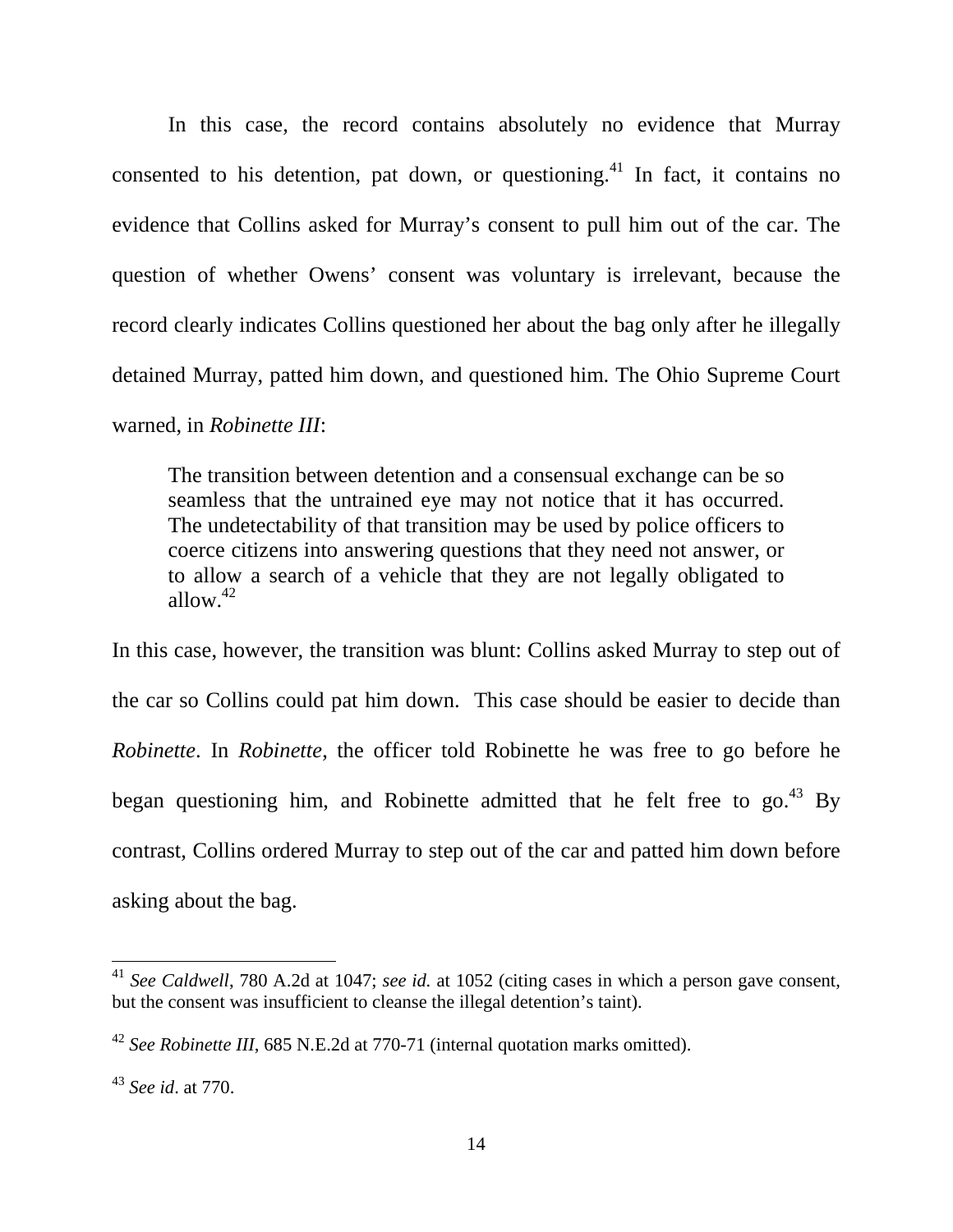In this case, the record contains absolutely no evidence that Murray consented to his detention, pat down, or questioning.[41] In fact, it contains no evidence that Collins asked for Murray's consent to pull him out of the car. The question of whether Owens' consent was voluntary is irrelevant, because the record clearly indicates Collins questioned her about the bag only after he illegally detained Murray, patted him down, and questioned him. The Ohio Supreme Court warned, in *Robinette III*:

> The transition between detention and a consensual exchange can be so seamless that the untrained eye may not notice that it has occurred. The undetectability of that transition may be used by police officers to coerce citizens into answering questions that they need not answer, or to allow a search of a vehicle that they are not legally obligated to allow.[42]

In this case, however, the transition was blunt: Collins asked Murray to step out of the car so Collins could pat him down. This case should be easier to decide than *Robinette*. In *Robinette*, the officer told Robinette he was free to go before he began questioning him, and Robinette admitted that he felt free to go.[43] By contrast, Collins ordered Murray to step out of the car and patted him down before asking about the bag.

---

[41] *See Caldwell*, 780 A.2d at 1047; *see id.* at 1052 (citing cases in which a person gave consent, but the consent was insufficient to cleanse the illegal detention's taint).

[42] *See Robinette III*, 685 N.E.2d at 770-71 (internal quotation marks omitted).

[43] *See id*. at 770.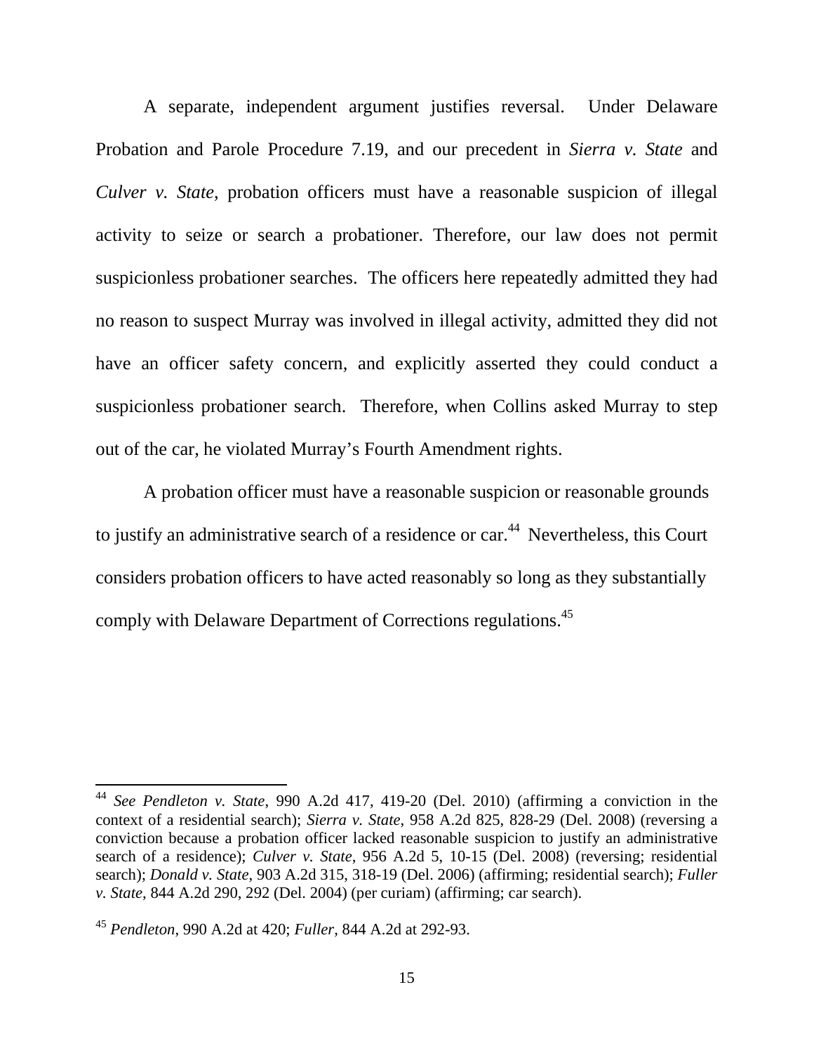A separate, independent argument justifies reversal. Under Delaware Probation and Parole Procedure 7.19, and our precedent in *Sierra v. State* and *Culver v. State*, probation officers must have a reasonable suspicion of illegal activity to seize or search a probationer. Therefore, our law does not permit suspicionless probationer searches. The officers here repeatedly admitted they had no reason to suspect Murray was involved in illegal activity, admitted they did not have an officer safety concern, and explicitly asserted they could conduct a suspicionless probationer search. Therefore, when Collins asked Murray to step out of the car, he violated Murray's Fourth Amendment rights.

A probation officer must have a reasonable suspicion or reasonable grounds to justify an administrative search of a residence or car.[44] Nevertheless, this Court considers probation officers to have acted reasonably so long as they substantially comply with Delaware Department of Corrections regulations.[45]

---

[44] *See Pendleton v. State*, 990 A.2d 417, 419-20 (Del. 2010) (affirming a conviction in the context of a residential search); *Sierra v. State*, 958 A.2d 825, 828-29 (Del. 2008) (reversing a conviction because a probation officer lacked reasonable suspicion to justify an administrative search of a residence); *Culver v. State*, 956 A.2d 5, 10-15 (Del. 2008) (reversing; residential search); *Donald v. State*, 903 A.2d 315, 318-19 (Del. 2006) (affirming; residential search); *Fuller v. State*, 844 A.2d 290, 292 (Del. 2004) (per curiam) (affirming; car search).

[45] *Pendleton*, 990 A.2d at 420; *Fuller*, 844 A.2d at 292-93.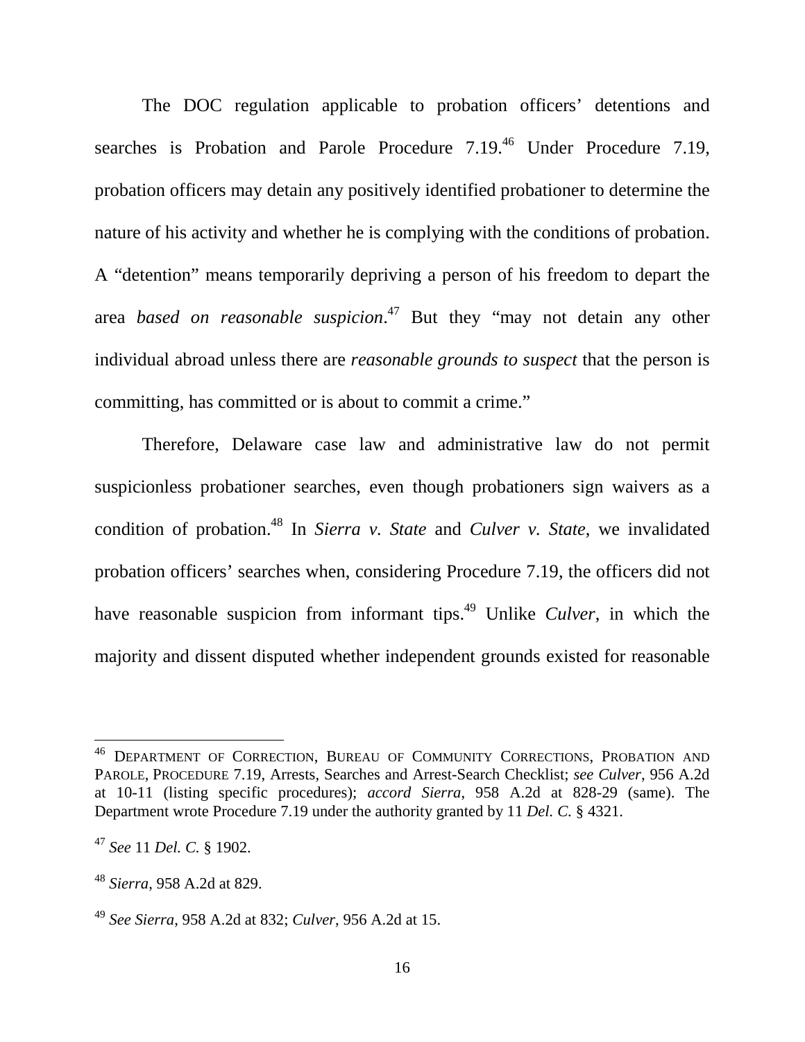The DOC regulation applicable to probation officers' detentions and searches is Probation and Parole Procedure 7.19.[46] Under Procedure 7.19, probation officers may detain any positively identified probationer to determine the nature of his activity and whether he is complying with the conditions of probation. A "detention" means temporarily depriving a person of his freedom to depart the area *based on reasonable suspicion*.[47] But they "may not detain any other individual abroad unless there are *reasonable grounds to suspect* that the person is committing, has committed or is about to commit a crime."

Therefore, Delaware case law and administrative law do not permit suspicionless probationer searches, even though probationers sign waivers as a condition of probation.[48] In *Sierra v. State* and *Culver v. State*, we invalidated probation officers' searches when, considering Procedure 7.19, the officers did not have reasonable suspicion from informant tips.[49] Unlike *Culver*, in which the majority and dissent disputed whether independent grounds existed for reasonable

---

[46] DEPARTMENT OF CORRECTION, BUREAU OF COMMUNITY CORRECTIONS, PROBATION AND PAROLE, PROCEDURE 7.19, Arrests, Searches and Arrest-Search Checklist; *see Culver*, 956 A.2d at 10-11 (listing specific procedures); *accord Sierra*, 958 A.2d at 828-29 (same). The Department wrote Procedure 7.19 under the authority granted by 11 *Del. C.* § 4321.

[47] *See* 11 *Del. C.* § 1902.

[48] *Sierra*, 958 A.2d at 829.

[49] *See Sierra*, 958 A.2d at 832; *Culver*, 956 A.2d at 15.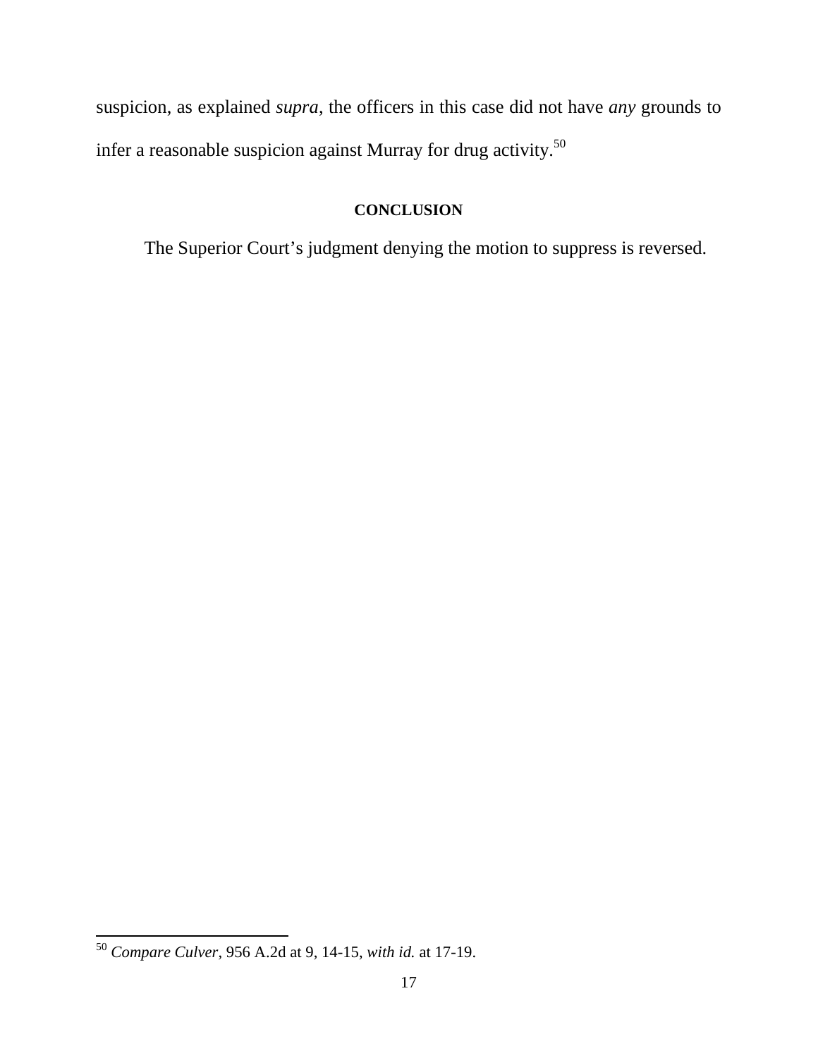suspicion, as explained *supra*, the officers in this case did not have *any* grounds to infer a reasonable suspicion against Murray for drug activity.[50]

## CONCLUSION

The Superior Court's judgment denying the motion to suppress is reversed.

---

[50] *Compare Culver*, 956 A.2d at 9, 14-15, *with id.* at 17-19.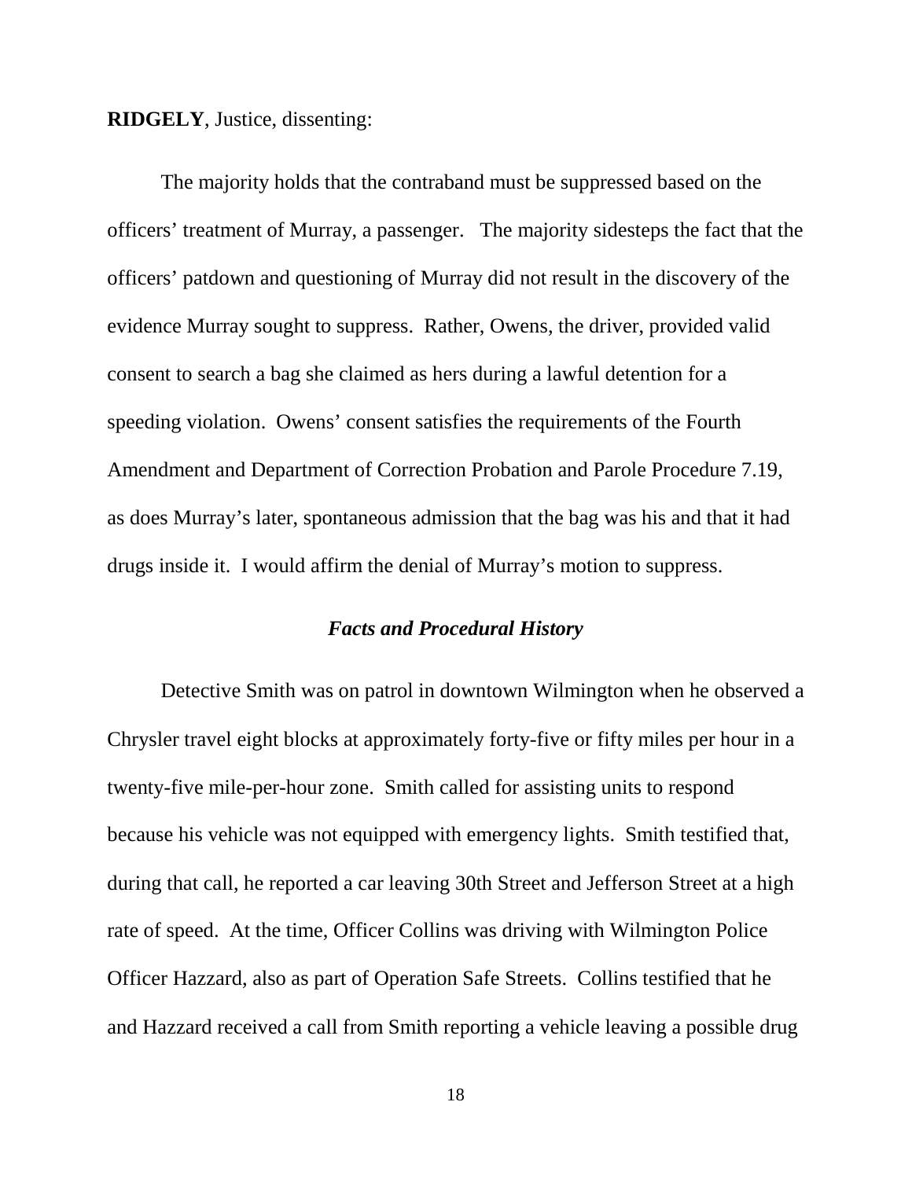**RIDGELY**, Justice, dissenting:

The majority holds that the contraband must be suppressed based on the officers' treatment of Murray, a passenger. The majority sidesteps the fact that the officers' patdown and questioning of Murray did not result in the discovery of the evidence Murray sought to suppress. Rather, Owens, the driver, provided valid consent to search a bag she claimed as hers during a lawful detention for a speeding violation. Owens' consent satisfies the requirements of the Fourth Amendment and Department of Correction Probation and Parole Procedure 7.19, as does Murray's later, spontaneous admission that the bag was his and that it had drugs inside it. I would affirm the denial of Murray's motion to suppress.

### *Facts and Procedural History*

Detective Smith was on patrol in downtown Wilmington when he observed a Chrysler travel eight blocks at approximately forty-five or fifty miles per hour in a twenty-five mile-per-hour zone. Smith called for assisting units to respond because his vehicle was not equipped with emergency lights. Smith testified that, during that call, he reported a car leaving 30th Street and Jefferson Street at a high rate of speed. At the time, Officer Collins was driving with Wilmington Police Officer Hazzard, also as part of Operation Safe Streets. Collins testified that he and Hazzard received a call from Smith reporting a vehicle leaving a possible drug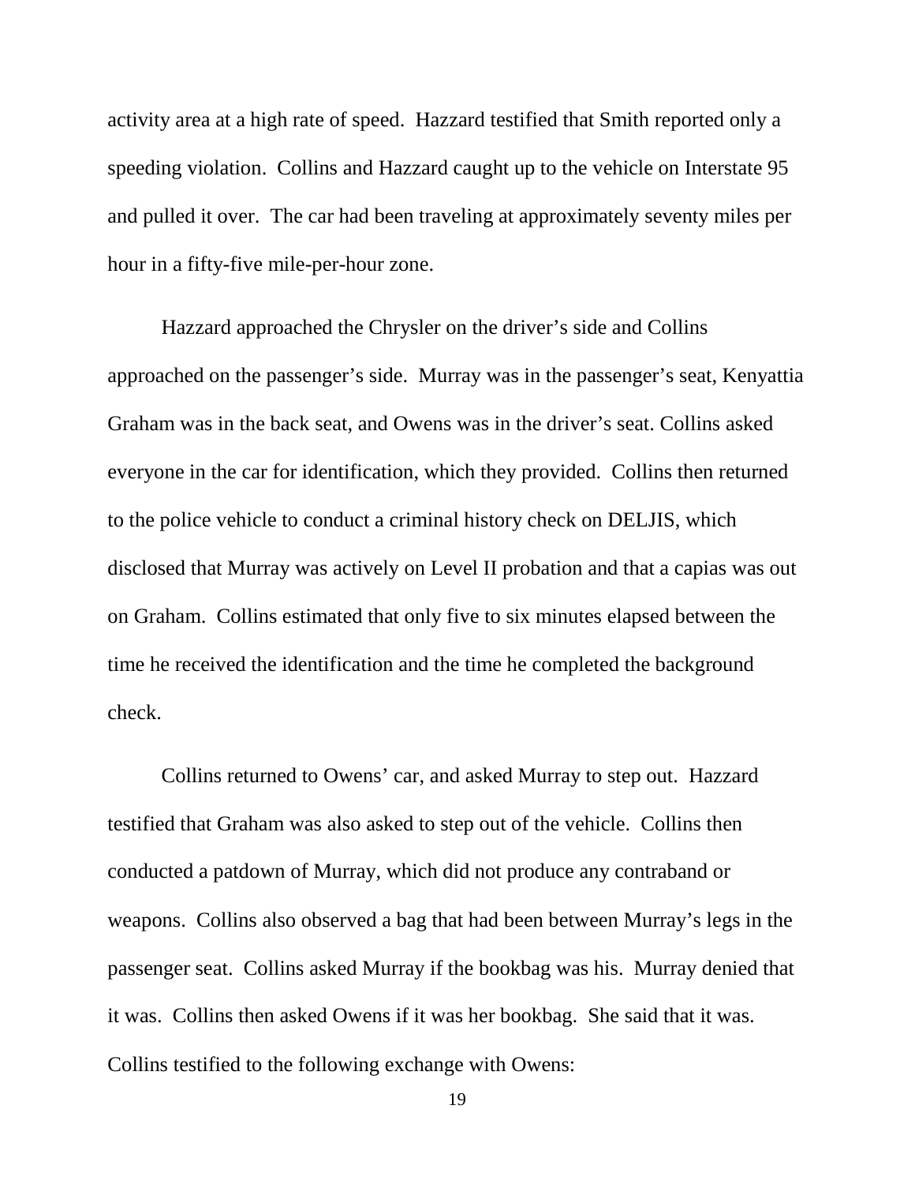activity area at a high rate of speed. Hazzard testified that Smith reported only a speeding violation. Collins and Hazzard caught up to the vehicle on Interstate 95 and pulled it over. The car had been traveling at approximately seventy miles per hour in a fifty-five mile-per-hour zone.

Hazzard approached the Chrysler on the driver's side and Collins approached on the passenger's side. Murray was in the passenger's seat, Kenyattia Graham was in the back seat, and Owens was in the driver's seat. Collins asked everyone in the car for identification, which they provided. Collins then returned to the police vehicle to conduct a criminal history check on DELJIS, which disclosed that Murray was actively on Level II probation and that a capias was out on Graham. Collins estimated that only five to six minutes elapsed between the time he received the identification and the time he completed the background check.

Collins returned to Owens' car, and asked Murray to step out. Hazzard testified that Graham was also asked to step out of the vehicle. Collins then conducted a patdown of Murray, which did not produce any contraband or weapons. Collins also observed a bag that had been between Murray's legs in the passenger seat. Collins asked Murray if the bookbag was his. Murray denied that it was. Collins then asked Owens if it was her bookbag. She said that it was. Collins testified to the following exchange with Owens: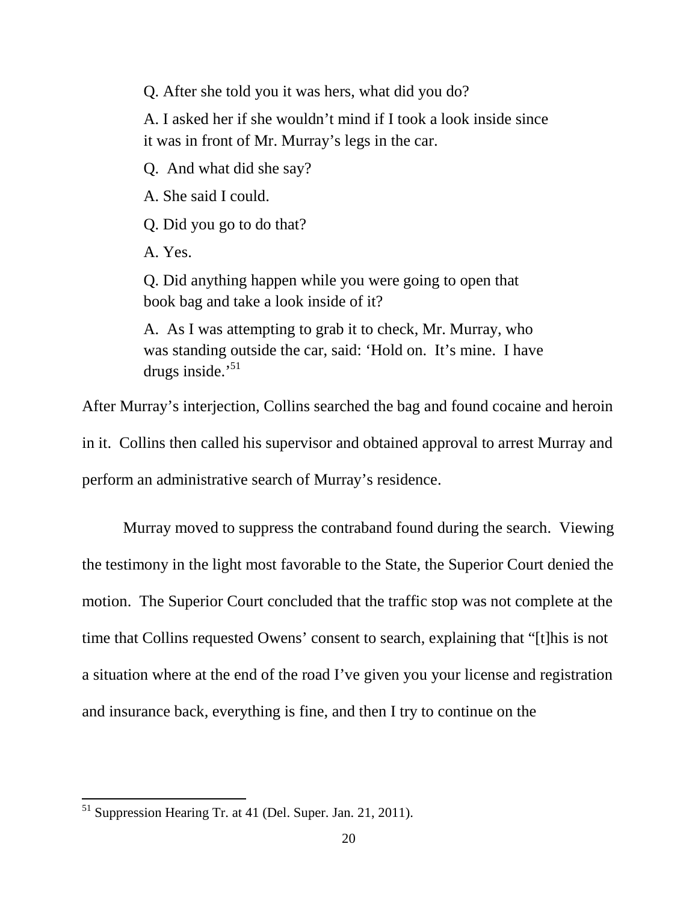> Q. After she told you it was hers, what did you do?
>
> A. I asked her if she wouldn't mind if I took a look inside since it was in front of Mr. Murray's legs in the car.
>
> Q. And what did she say?
>
> A. She said I could.
>
> Q. Did you go to do that?
>
> A. Yes.
>
> Q. Did anything happen while you were going to open that book bag and take a look inside of it?
>
> A. As I was attempting to grab it to check, Mr. Murray, who was standing outside the car, said: 'Hold on. It's mine. I have drugs inside.'[51]

After Murray's interjection, Collins searched the bag and found cocaine and heroin in it. Collins then called his supervisor and obtained approval to arrest Murray and perform an administrative search of Murray's residence.

Murray moved to suppress the contraband found during the search. Viewing the testimony in the light most favorable to the State, the Superior Court denied the motion. The Superior Court concluded that the traffic stop was not complete at the time that Collins requested Owens' consent to search, explaining that "[t]his is not a situation where at the end of the road I've given you your license and registration and insurance back, everything is fine, and then I try to continue on the

---

[51] Suppression Hearing Tr. at 41 (Del. Super. Jan. 21, 2011).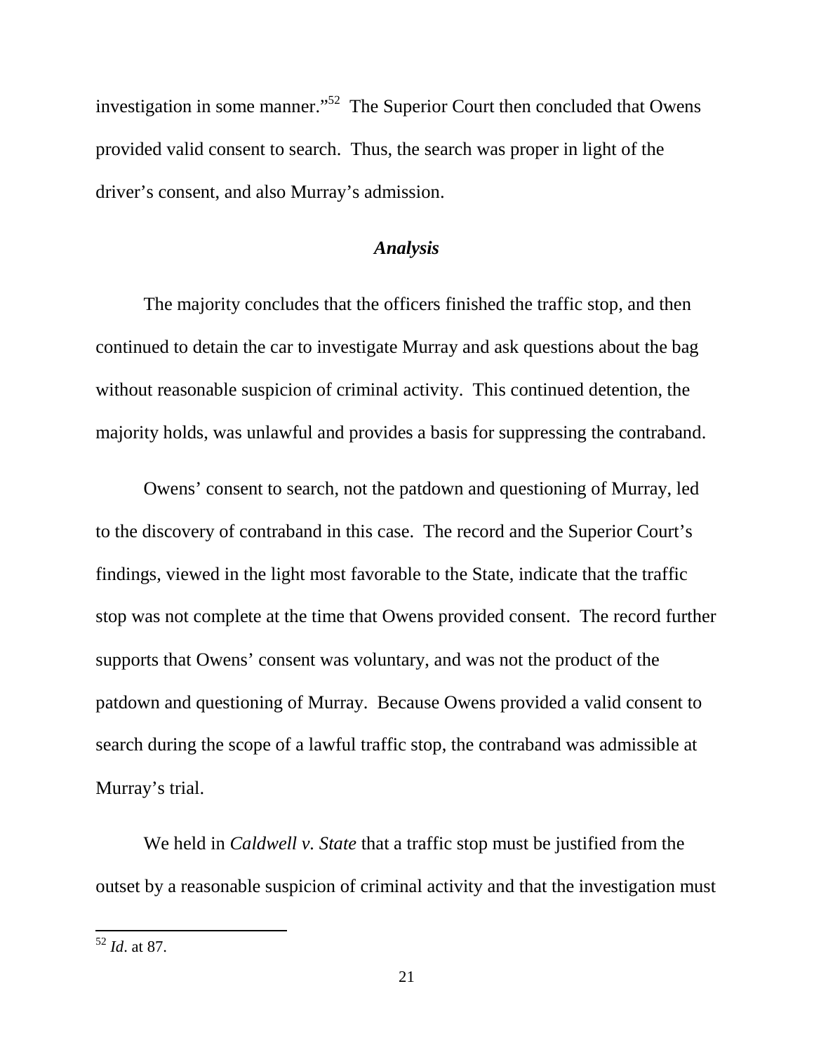investigation in some manner."[52] The Superior Court then concluded that Owens provided valid consent to search. Thus, the search was proper in light of the driver's consent, and also Murray's admission.

### *Analysis*

The majority concludes that the officers finished the traffic stop, and then continued to detain the car to investigate Murray and ask questions about the bag without reasonable suspicion of criminal activity. This continued detention, the majority holds, was unlawful and provides a basis for suppressing the contraband.

Owens' consent to search, not the patdown and questioning of Murray, led to the discovery of contraband in this case. The record and the Superior Court's findings, viewed in the light most favorable to the State, indicate that the traffic stop was not complete at the time that Owens provided consent. The record further supports that Owens' consent was voluntary, and was not the product of the patdown and questioning of Murray. Because Owens provided a valid consent to search during the scope of a lawful traffic stop, the contraband was admissible at Murray's trial.

We held in *Caldwell v. State* that a traffic stop must be justified from the outset by a reasonable suspicion of criminal activity and that the investigation must

---

[52] *Id*. at 87.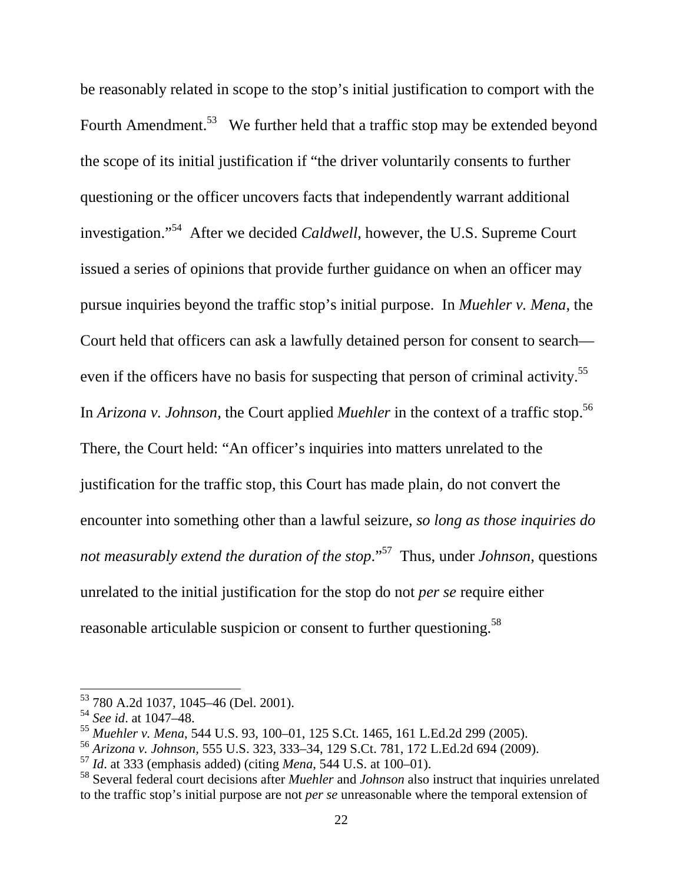be reasonably related in scope to the stop's initial justification to comport with the Fourth Amendment.[53] We further held that a traffic stop may be extended beyond the scope of its initial justification if "the driver voluntarily consents to further questioning or the officer uncovers facts that independently warrant additional investigation."[54] After we decided *Caldwell*, however, the U.S. Supreme Court issued a series of opinions that provide further guidance on when an officer may pursue inquiries beyond the traffic stop's initial purpose. In *Muehler v. Mena*, the Court held that officers can ask a lawfully detained person for consent to search—even if the officers have no basis for suspecting that person of criminal activity.[55] In *Arizona v. Johnson*, the Court applied *Muehler* in the context of a traffic stop.[56] There, the Court held: "An officer's inquiries into matters unrelated to the justification for the traffic stop, this Court has made plain, do not convert the encounter into something other than a lawful seizure, *so long as those inquiries do not measurably extend the duration of the stop*."[57] Thus, under *Johnson*, questions unrelated to the initial justification for the stop do not *per se* require either reasonable articulable suspicion or consent to further questioning.[58]

---

[53] 780 A.2d 1037, 1045–46 (Del. 2001).

[54] *See id*. at 1047–48.

[55] *Muehler v. Mena*, 544 U.S. 93, 100–01, 125 S.Ct. 1465, 161 L.Ed.2d 299 (2005).

[56] *Arizona v. Johnson*, 555 U.S. 323, 333–34, 129 S.Ct. 781, 172 L.Ed.2d 694 (2009).

[57] *Id*. at 333 (emphasis added) (citing *Mena*, 544 U.S. at 100–01).

[58] Several federal court decisions after *Muehler* and *Johnson* also instruct that inquiries unrelated to the traffic stop's initial purpose are not *per se* unreasonable where the temporal extension of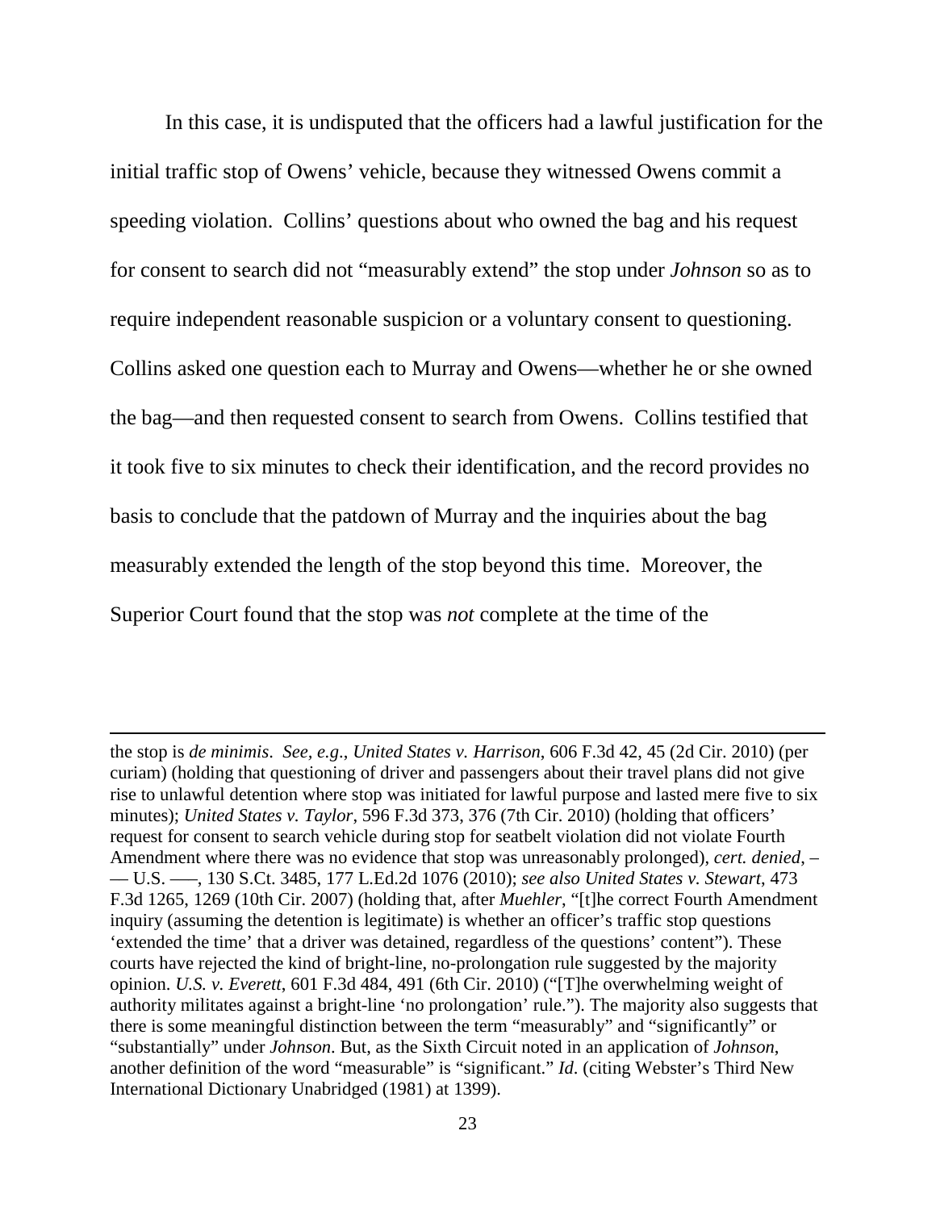In this case, it is undisputed that the officers had a lawful justification for the initial traffic stop of Owens' vehicle, because they witnessed Owens commit a speeding violation. Collins' questions about who owned the bag and his request for consent to search did not "measurably extend" the stop under *Johnson* so as to require independent reasonable suspicion or a voluntary consent to questioning. Collins asked one question each to Murray and Owens—whether he or she owned the bag—and then requested consent to search from Owens. Collins testified that it took five to six minutes to check their identification, and the record provides no basis to conclude that the patdown of Murray and the inquiries about the bag measurably extended the length of the stop beyond this time. Moreover, the Superior Court found that the stop was *not* complete at the time of the

---

the stop is *de minimis*. *See*, *e.g*., *United States v. Harrison*, 606 F.3d 42, 45 (2d Cir. 2010) (per curiam) (holding that questioning of driver and passengers about their travel plans did not give rise to unlawful detention where stop was initiated for lawful purpose and lasted mere five to six minutes); *United States v. Taylor*, 596 F.3d 373, 376 (7th Cir. 2010) (holding that officers' request for consent to search vehicle during stop for seatbelt violation did not violate Fourth Amendment where there was no evidence that stop was unreasonably prolonged), *cert. denied*, ––– U.S. –––, 130 S.Ct. 3485, 177 L.Ed.2d 1076 (2010); *see also United States v. Stewart*, 473 F.3d 1265, 1269 (10th Cir. 2007) (holding that, after *Muehler*, "[t]he correct Fourth Amendment inquiry (assuming the detention is legitimate) is whether an officer's traffic stop questions 'extended the time' that a driver was detained, regardless of the questions' content"). These courts have rejected the kind of bright-line, no-prolongation rule suggested by the majority opinion. *U.S. v. Everett*, 601 F.3d 484, 491 (6th Cir. 2010) ("[T]he overwhelming weight of authority militates against a bright-line 'no prolongation' rule."). The majority also suggests that there is some meaningful distinction between the term "measurably" and "significantly" or "substantially" under *Johnson*. But, as the Sixth Circuit noted in an application of *Johnson*, another definition of the word "measurable" is "significant." *Id*. (citing Webster's Third New International Dictionary Unabridged (1981) at 1399).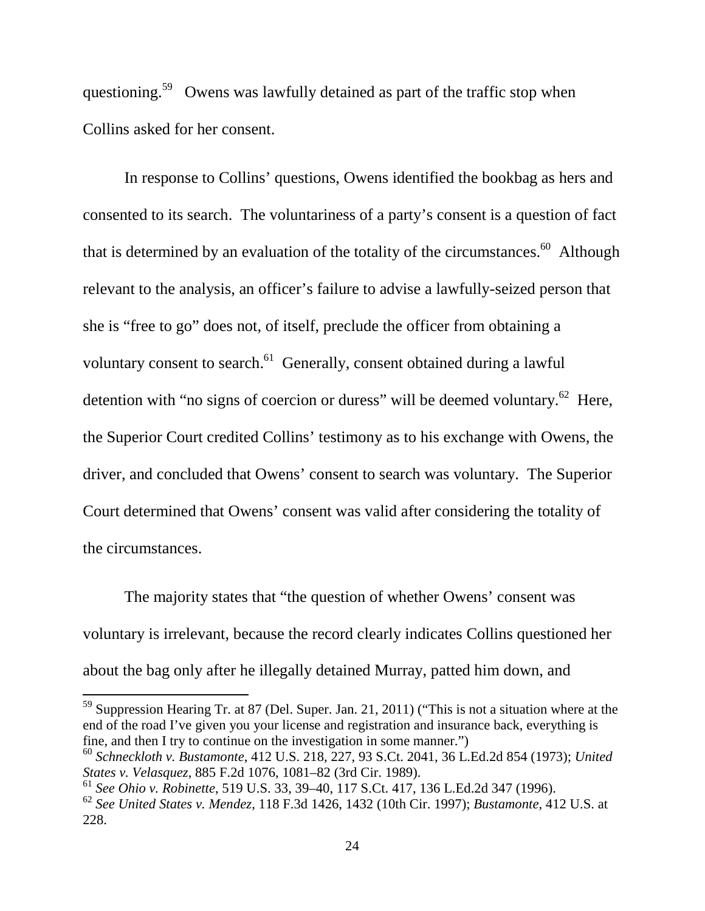questioning.[59] Owens was lawfully detained as part of the traffic stop when Collins asked for her consent.

In response to Collins' questions, Owens identified the bookbag as hers and consented to its search. The voluntariness of a party's consent is a question of fact that is determined by an evaluation of the totality of the circumstances.[60] Although relevant to the analysis, an officer's failure to advise a lawfully-seized person that she is "free to go" does not, of itself, preclude the officer from obtaining a voluntary consent to search.[61] Generally, consent obtained during a lawful detention with "no signs of coercion or duress" will be deemed voluntary.[62] Here, the Superior Court credited Collins' testimony as to his exchange with Owens, the driver, and concluded that Owens' consent to search was voluntary. The Superior Court determined that Owens' consent was valid after considering the totality of the circumstances.

The majority states that "the question of whether Owens' consent was voluntary is irrelevant, because the record clearly indicates Collins questioned her about the bag only after he illegally detained Murray, patted him down, and

---

[59] Suppression Hearing Tr. at 87 (Del. Super. Jan. 21, 2011) ("This is not a situation where at the end of the road I've given you your license and registration and insurance back, everything is fine, and then I try to continue on the investigation in some manner.")

[60] *Schneckloth v. Bustamonte*, 412 U.S. 218, 227, 93 S.Ct. 2041, 36 L.Ed.2d 854 (1973); *United States v. Velasquez*, 885 F.2d 1076, 1081–82 (3rd Cir. 1989).

[61] *See Ohio v. Robinette*, 519 U.S. 33, 39–40, 117 S.Ct. 417, 136 L.Ed.2d 347 (1996).

[62] *See United States v. Mendez*, 118 F.3d 1426, 1432 (10th Cir. 1997); *Bustamonte*, 412 U.S. at 228.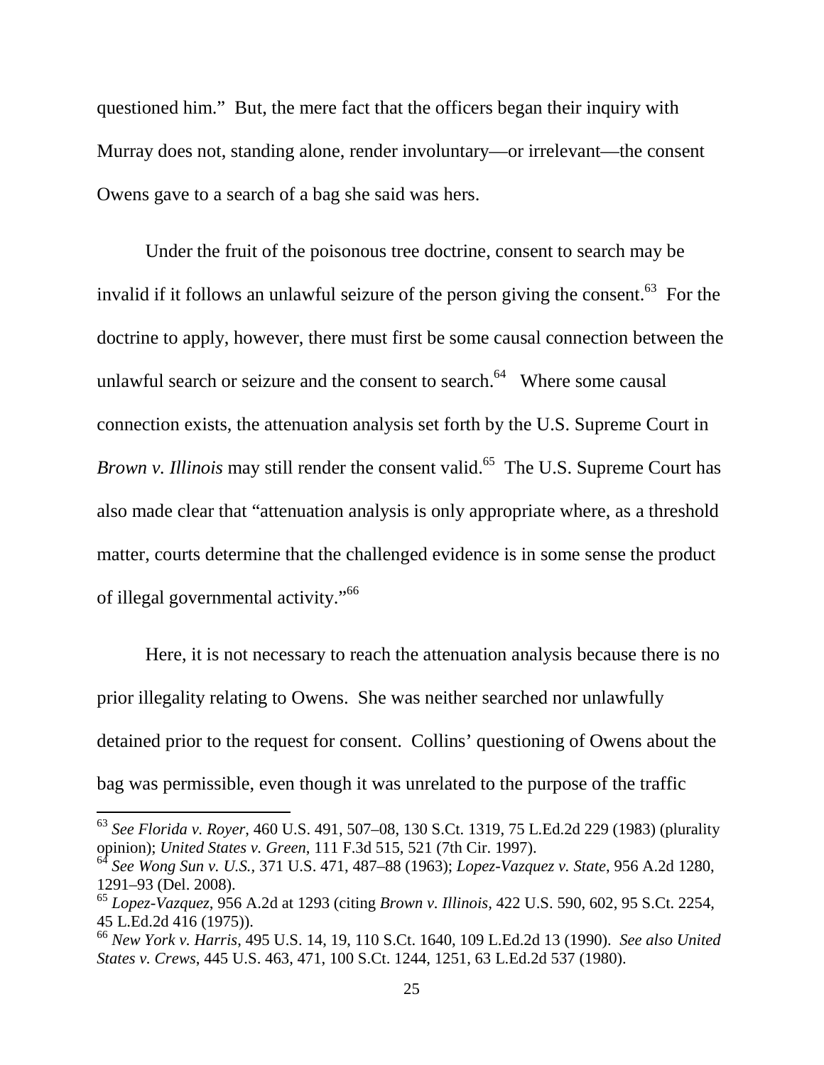questioned him." But, the mere fact that the officers began their inquiry with Murray does not, standing alone, render involuntary—or irrelevant—the consent Owens gave to a search of a bag she said was hers.

Under the fruit of the poisonous tree doctrine, consent to search may be invalid if it follows an unlawful seizure of the person giving the consent.[63] For the doctrine to apply, however, there must first be some causal connection between the unlawful search or seizure and the consent to search.[64] Where some causal connection exists, the attenuation analysis set forth by the U.S. Supreme Court in *Brown v. Illinois* may still render the consent valid.[65] The U.S. Supreme Court has also made clear that "attenuation analysis is only appropriate where, as a threshold matter, courts determine that the challenged evidence is in some sense the product of illegal governmental activity."[66]

Here, it is not necessary to reach the attenuation analysis because there is no prior illegality relating to Owens. She was neither searched nor unlawfully detained prior to the request for consent. Collins' questioning of Owens about the bag was permissible, even though it was unrelated to the purpose of the traffic

---

[63] *See Florida v. Royer*, 460 U.S. 491, 507–08, 130 S.Ct. 1319, 75 L.Ed.2d 229 (1983) (plurality opinion); *United States v. Green*, 111 F.3d 515, 521 (7th Cir. 1997).

[64] *See Wong Sun v. U.S.*, 371 U.S. 471, 487–88 (1963); *Lopez-Vazquez v. State*, 956 A.2d 1280, 1291–93 (Del. 2008).

[65] *Lopez-Vazquez*, 956 A.2d at 1293 (citing *Brown v. Illinois*, 422 U.S. 590, 602, 95 S.Ct. 2254, 45 L.Ed.2d 416 (1975)).

[66] *New York v. Harris*, 495 U.S. 14, 19, 110 S.Ct. 1640, 109 L.Ed.2d 13 (1990). *See also United States v. Crews*, 445 U.S. 463, 471, 100 S.Ct. 1244, 1251, 63 L.Ed.2d 537 (1980).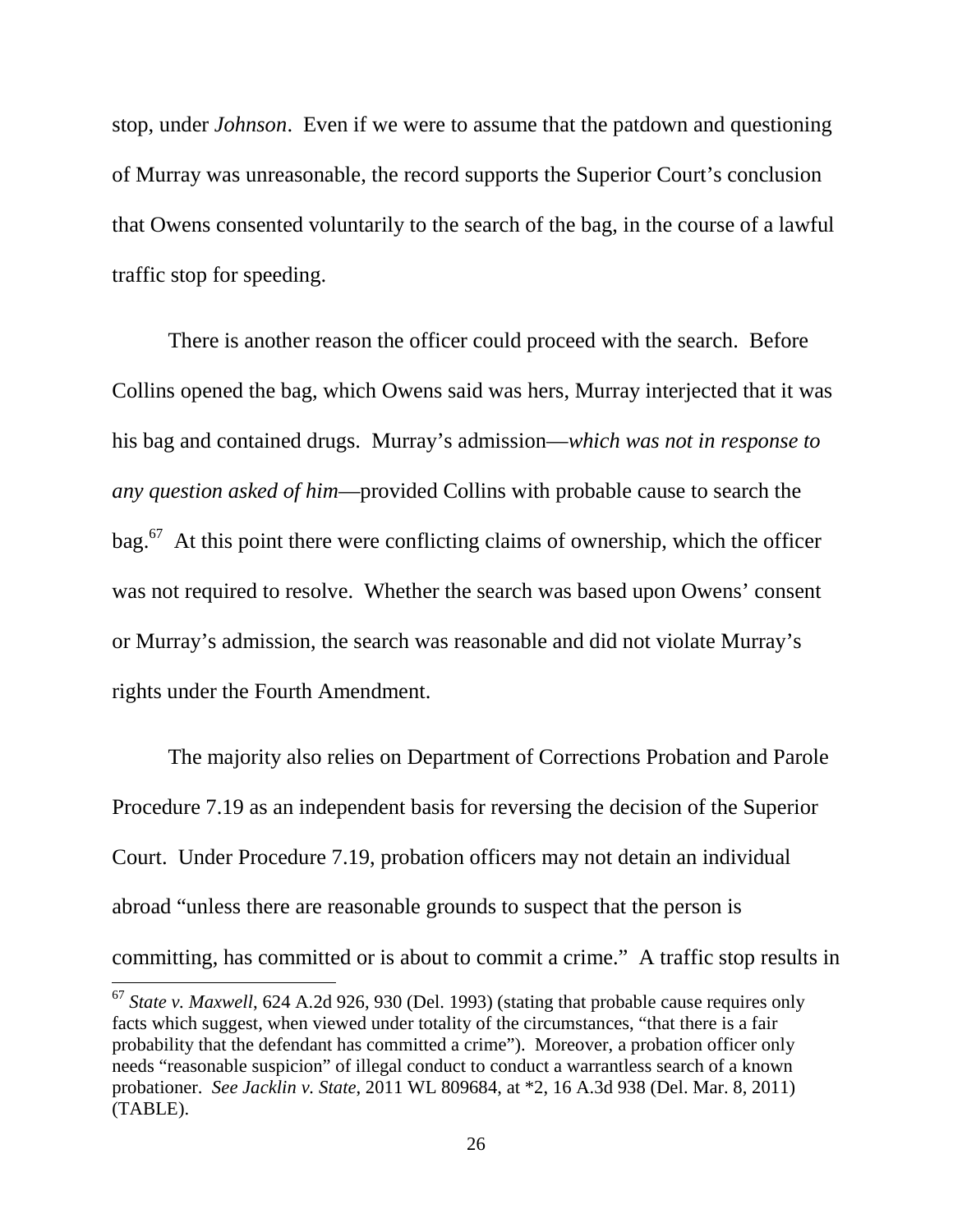stop, under *Johnson*. Even if we were to assume that the patdown and questioning of Murray was unreasonable, the record supports the Superior Court's conclusion that Owens consented voluntarily to the search of the bag, in the course of a lawful traffic stop for speeding.

There is another reason the officer could proceed with the search. Before Collins opened the bag, which Owens said was hers, Murray interjected that it was his bag and contained drugs. Murray's admission—*which was not in response to any question asked of him*—provided Collins with probable cause to search the bag.[67] At this point there were conflicting claims of ownership, which the officer was not required to resolve. Whether the search was based upon Owens' consent or Murray's admission, the search was reasonable and did not violate Murray's rights under the Fourth Amendment.

The majority also relies on Department of Corrections Probation and Parole Procedure 7.19 as an independent basis for reversing the decision of the Superior Court. Under Procedure 7.19, probation officers may not detain an individual abroad "unless there are reasonable grounds to suspect that the person is committing, has committed or is about to commit a crime." A traffic stop results in

---

[67] *State v. Maxwell*, 624 A.2d 926, 930 (Del. 1993) (stating that probable cause requires only facts which suggest, when viewed under totality of the circumstances, "that there is a fair probability that the defendant has committed a crime"). Moreover, a probation officer only needs "reasonable suspicion" of illegal conduct to conduct a warrantless search of a known probationer. *See Jacklin v. State*, 2011 WL 809684, at *2, 16 A.3d 938 (Del. Mar. 8, 2011) (TABLE).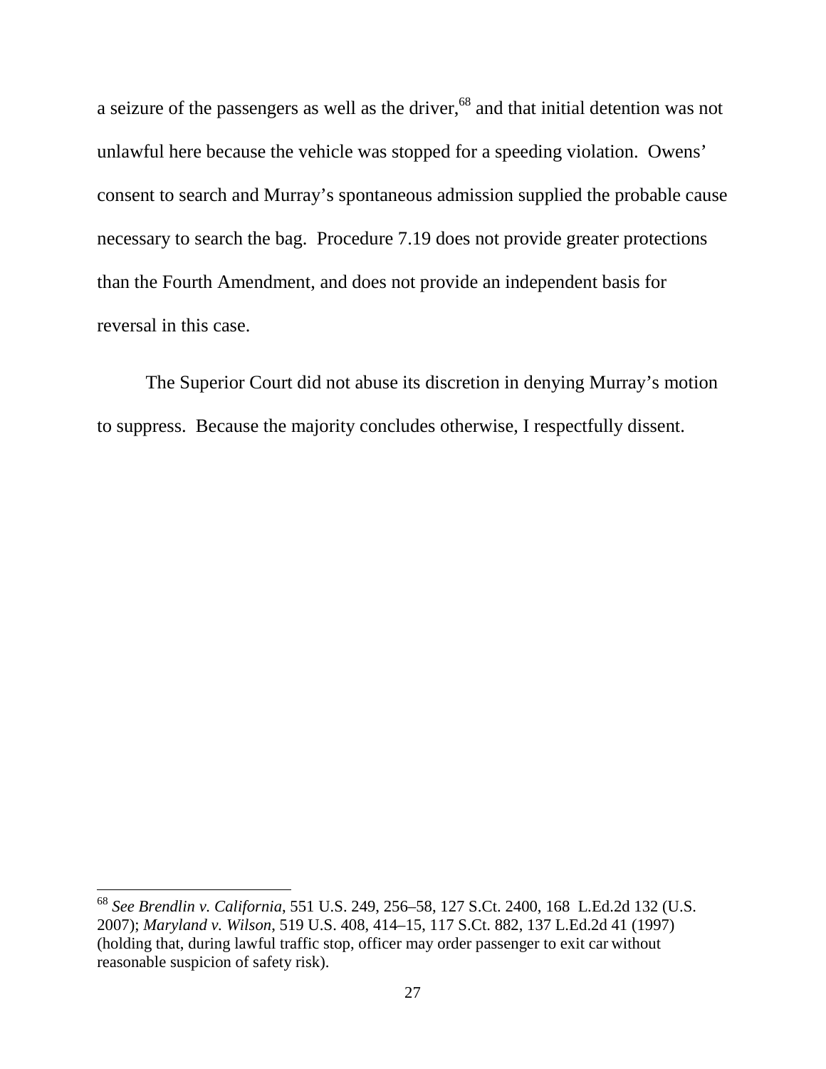a seizure of the passengers as well as the driver,[68] and that initial detention was not unlawful here because the vehicle was stopped for a speeding violation. Owens' consent to search and Murray's spontaneous admission supplied the probable cause necessary to search the bag. Procedure 7.19 does not provide greater protections than the Fourth Amendment, and does not provide an independent basis for reversal in this case.

The Superior Court did not abuse its discretion in denying Murray's motion to suppress. Because the majority concludes otherwise, I respectfully dissent.

---

[68] *See Brendlin v. California*, 551 U.S. 249, 256–58, 127 S.Ct. 2400, 168 L.Ed.2d 132 (U.S. 2007); *Maryland v. Wilson*, 519 U.S. 408, 414–15, 117 S.Ct. 882, 137 L.Ed.2d 41 (1997) (holding that, during lawful traffic stop, officer may order passenger to exit car without reasonable suspicion of safety risk).